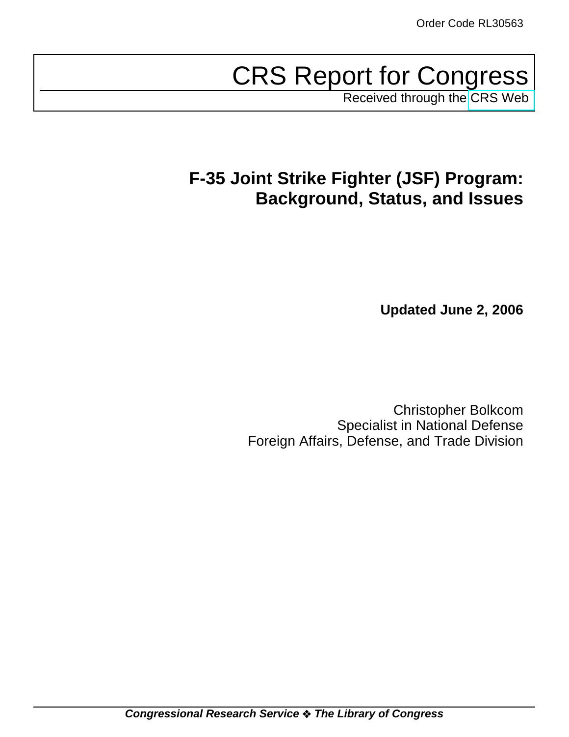Order Code RL30563

# CRS Report for Congress

Received through the CRS Web

## F-35 Joint Strike Fighter (JSF) Program: Background, Status, and Issues

**Updated June 2, 2006**

Christopher Bolkcom
Specialist in National Defense
Foreign Affairs, Defense, and Trade Division

***Congressional Research Service ❖ The Library of Congress***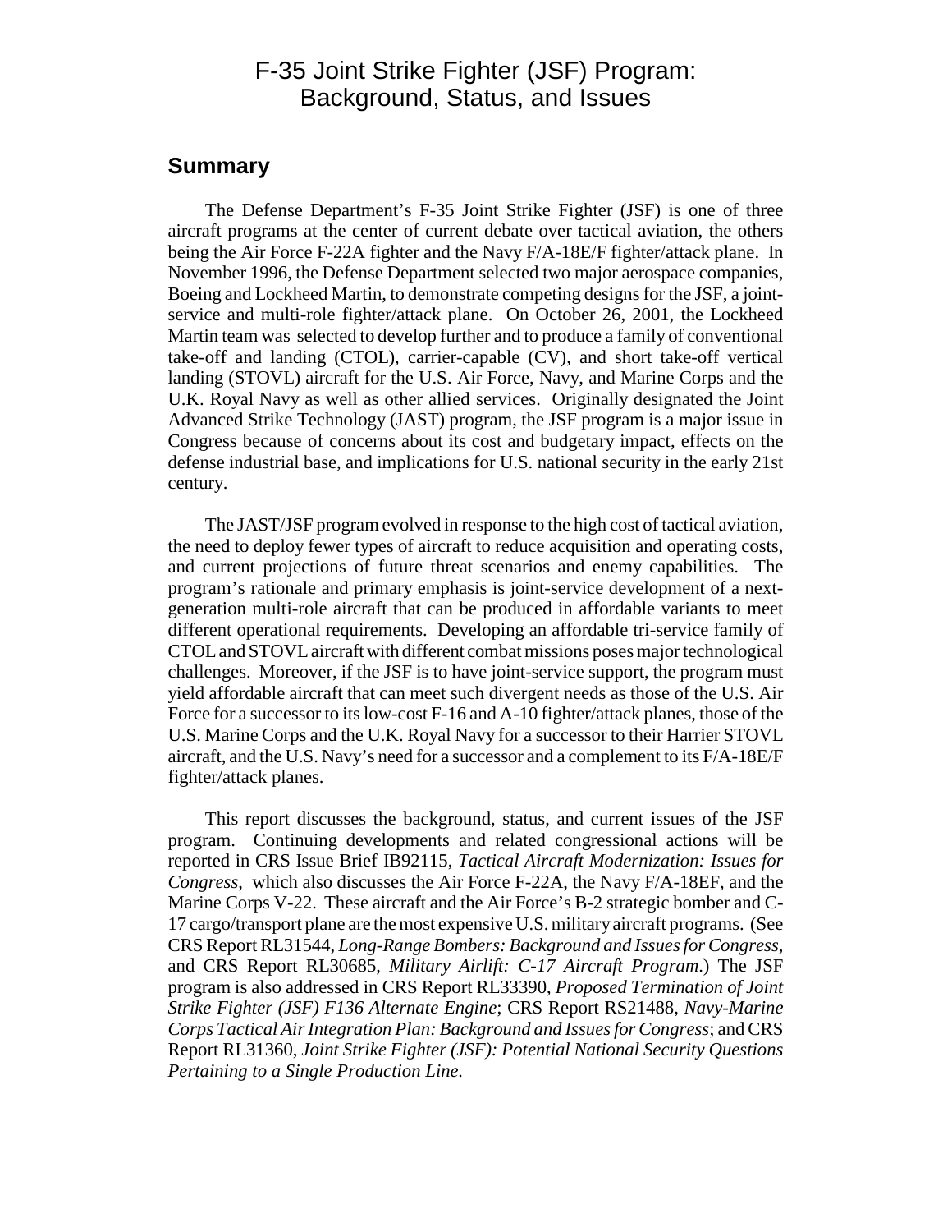# F-35 Joint Strike Fighter (JSF) Program: Background, Status, and Issues

## Summary

The Defense Department's F-35 Joint Strike Fighter (JSF) is one of three aircraft programs at the center of current debate over tactical aviation, the others being the Air Force F-22A fighter and the Navy F/A-18E/F fighter/attack plane. In November 1996, the Defense Department selected two major aerospace companies, Boeing and Lockheed Martin, to demonstrate competing designs for the JSF, a joint-service and multi-role fighter/attack plane. On October 26, 2001, the Lockheed Martin team was selected to develop further and to produce a family of conventional take-off and landing (CTOL), carrier-capable (CV), and short take-off vertical landing (STOVL) aircraft for the U.S. Air Force, Navy, and Marine Corps and the U.K. Royal Navy as well as other allied services. Originally designated the Joint Advanced Strike Technology (JAST) program, the JSF program is a major issue in Congress because of concerns about its cost and budgetary impact, effects on the defense industrial base, and implications for U.S. national security in the early 21st century.

The JAST/JSF program evolved in response to the high cost of tactical aviation, the need to deploy fewer types of aircraft to reduce acquisition and operating costs, and current projections of future threat scenarios and enemy capabilities. The program's rationale and primary emphasis is joint-service development of a next-generation multi-role aircraft that can be produced in affordable variants to meet different operational requirements. Developing an affordable tri-service family of CTOL and STOVL aircraft with different combat missions poses major technological challenges. Moreover, if the JSF is to have joint-service support, the program must yield affordable aircraft that can meet such divergent needs as those of the U.S. Air Force for a successor to its low-cost F-16 and A-10 fighter/attack planes, those of the U.S. Marine Corps and the U.K. Royal Navy for a successor to their Harrier STOVL aircraft, and the U.S. Navy's need for a successor and a complement to its F/A-18E/F fighter/attack planes.

This report discusses the background, status, and current issues of the JSF program. Continuing developments and related congressional actions will be reported in CRS Issue Brief IB92115, *Tactical Aircraft Modernization: Issues for Congress*, which also discusses the Air Force F-22A, the Navy F/A-18EF, and the Marine Corps V-22. These aircraft and the Air Force's B-2 strategic bomber and C-17 cargo/transport plane are the most expensive U.S. military aircraft programs. (See CRS Report RL31544, *Long-Range Bombers: Background and Issues for Congress*, and CRS Report RL30685, *Military Airlift: C-17 Aircraft Program*.) The JSF program is also addressed in CRS Report RL33390, *Proposed Termination of Joint Strike Fighter (JSF) F136 Alternate Engine*; CRS Report RS21488, *Navy-Marine Corps Tactical Air Integration Plan: Background and Issues for Congress*; and CRS Report RL31360, *Joint Strike Fighter (JSF): Potential National Security Questions Pertaining to a Single Production Line.*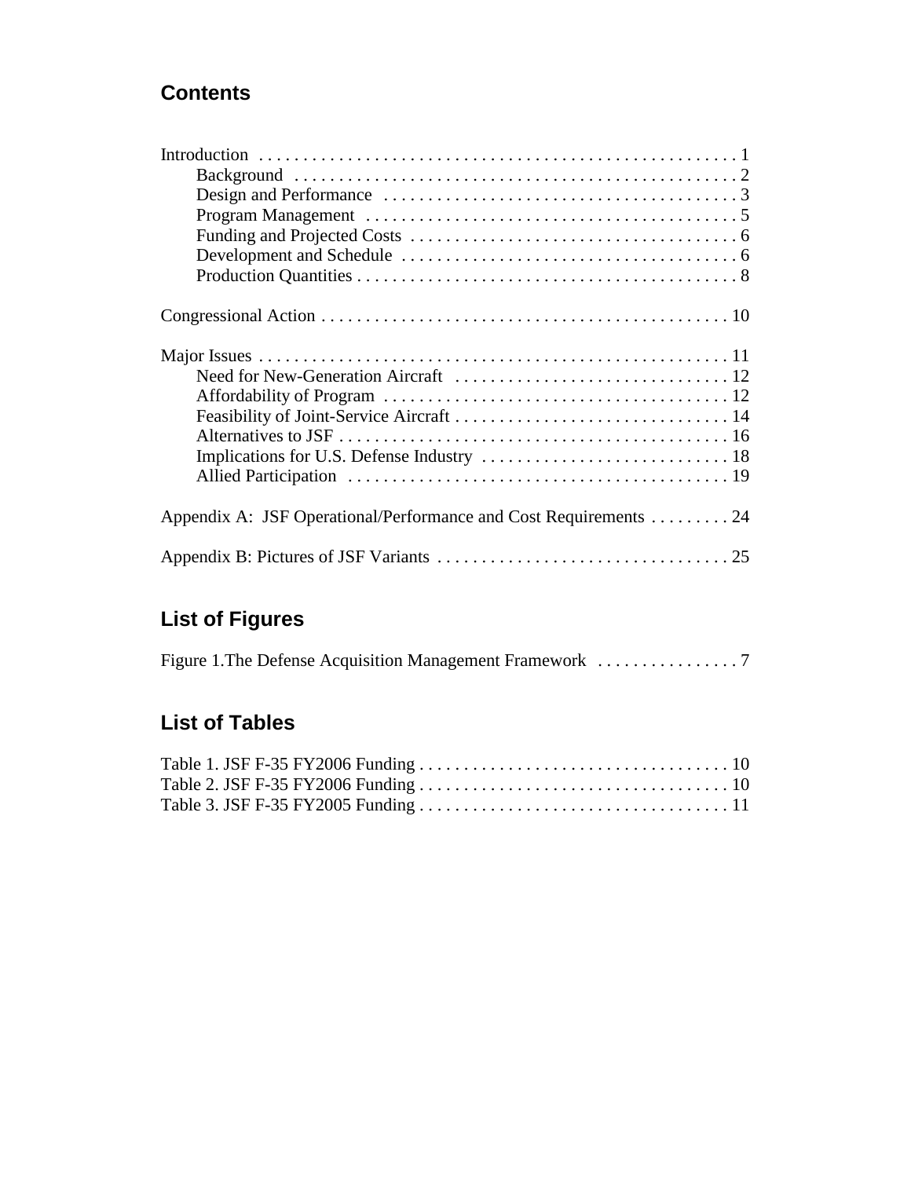## Contents

Introduction . . . . . . . . . . 1
- Background . . . . . . . . . . 2
- Design and Performance . . . . . . . . . . 3
- Program Management . . . . . . . . . . 5
- Funding and Projected Costs . . . . . . . . . . 6
- Development and Schedule . . . . . . . . . . 6
- Production Quantities . . . . . . . . . . 8

Congressional Action . . . . . . . . . . 10

Major Issues . . . . . . . . . . 11
- Need for New-Generation Aircraft . . . . . . . . . . 12
- Affordability of Program . . . . . . . . . . 12
- Feasibility of Joint-Service Aircraft . . . . . . . . . . 14
- Alternatives to JSF . . . . . . . . . . 16
- Implications for U.S. Defense Industry . . . . . . . . . . 18
- Allied Participation . . . . . . . . . . 19

Appendix A: JSF Operational/Performance and Cost Requirements . . . . . . . . . 24

Appendix B: Pictures of JSF Variants . . . . . . . . . . 25

## List of Figures

Figure 1.The Defense Acquisition Management Framework . . . . . . . . . . 7

## List of Tables

Table 1. JSF F-35 FY2006 Funding . . . . . . . . . . 10
Table 2. JSF F-35 FY2006 Funding . . . . . . . . . . 10
Table 3. JSF F-35 FY2005 Funding . . . . . . . . . . 11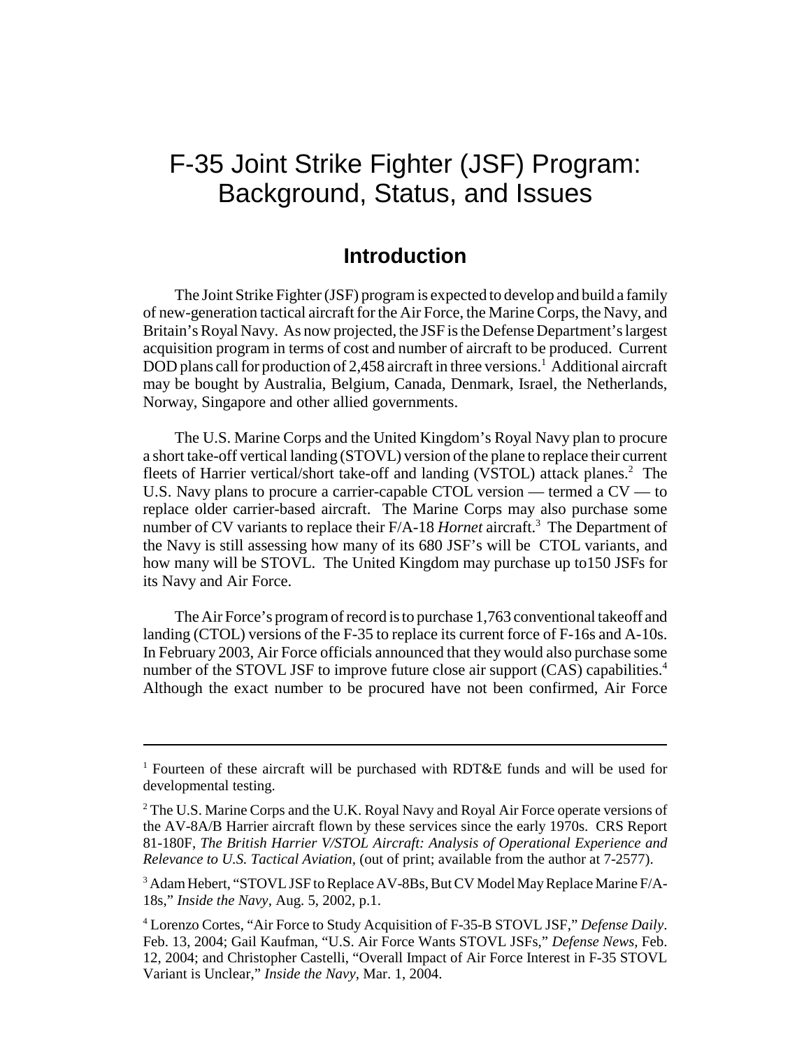# F-35 Joint Strike Fighter (JSF) Program: Background, Status, and Issues

## Introduction

The Joint Strike Fighter (JSF) program is expected to develop and build a family of new-generation tactical aircraft for the Air Force, the Marine Corps, the Navy, and Britain's Royal Navy. As now projected, the JSF is the Defense Department's largest acquisition program in terms of cost and number of aircraft to be produced. Current DOD plans call for production of 2,458 aircraft in three versions.[1] Additional aircraft may be bought by Australia, Belgium, Canada, Denmark, Israel, the Netherlands, Norway, Singapore and other allied governments.

The U.S. Marine Corps and the United Kingdom's Royal Navy plan to procure a short take-off vertical landing (STOVL) version of the plane to replace their current fleets of Harrier vertical/short take-off and landing (VSTOL) attack planes.[2] The U.S. Navy plans to procure a carrier-capable CTOL version — termed a CV — to replace older carrier-based aircraft. The Marine Corps may also purchase some number of CV variants to replace their F/A-18 *Hornet* aircraft.[3] The Department of the Navy is still assessing how many of its 680 JSF's will be CTOL variants, and how many will be STOVL. The United Kingdom may purchase up to150 JSFs for its Navy and Air Force.

The Air Force's program of record is to purchase 1,763 conventional takeoff and landing (CTOL) versions of the F-35 to replace its current force of F-16s and A-10s. In February 2003, Air Force officials announced that they would also purchase some number of the STOVL JSF to improve future close air support (CAS) capabilities.[4] Although the exact number to be procured have not been confirmed, Air Force

---

[1] Fourteen of these aircraft will be purchased with RDT&E funds and will be used for developmental testing.

[2] The U.S. Marine Corps and the U.K. Royal Navy and Royal Air Force operate versions of the AV-8A/B Harrier aircraft flown by these services since the early 1970s. CRS Report 81-180F, *The British Harrier V/STOL Aircraft: Analysis of Operational Experience and Relevance to U.S. Tactical Aviation,* (out of print; available from the author at 7-2577).

[3] Adam Hebert, "STOVL JSF to Replace AV-8Bs, But CV Model May Replace Marine F/A-18s," *Inside the Navy*, Aug. 5, 2002, p.1.

[4] Lorenzo Cortes, "Air Force to Study Acquisition of F-35-B STOVL JSF," *Defense Daily*. Feb. 13, 2004; Gail Kaufman, "U.S. Air Force Wants STOVL JSFs," *Defense News,* Feb. 12, 2004; and Christopher Castelli, "Overall Impact of Air Force Interest in F-35 STOVL Variant is Unclear," *Inside the Navy,* Mar. 1, 2004.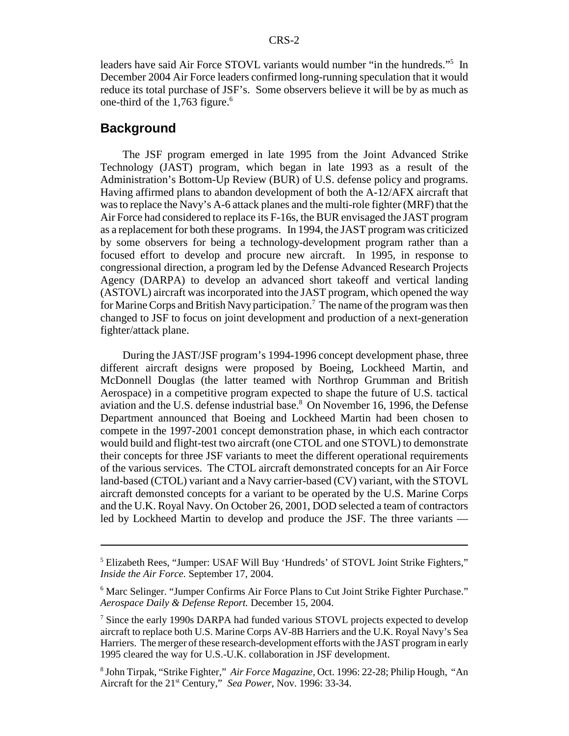leaders have said Air Force STOVL variants would number "in the hundreds."[5] In December 2004 Air Force leaders confirmed long-running speculation that it would reduce its total purchase of JSF's. Some observers believe it will be by as much as one-third of the 1,763 figure.[6]

## Background

The JSF program emerged in late 1995 from the Joint Advanced Strike Technology (JAST) program, which began in late 1993 as a result of the Administration's Bottom-Up Review (BUR) of U.S. defense policy and programs. Having affirmed plans to abandon development of both the A-12/AFX aircraft that was to replace the Navy's A-6 attack planes and the multi-role fighter (MRF) that the Air Force had considered to replace its F-16s, the BUR envisaged the JAST program as a replacement for both these programs. In 1994, the JAST program was criticized by some observers for being a technology-development program rather than a focused effort to develop and procure new aircraft. In 1995, in response to congressional direction, a program led by the Defense Advanced Research Projects Agency (DARPA) to develop an advanced short takeoff and vertical landing (ASTOVL) aircraft was incorporated into the JAST program, which opened the way for Marine Corps and British Navy participation.[7] The name of the program was then changed to JSF to focus on joint development and production of a next-generation fighter/attack plane.

During the JAST/JSF program's 1994-1996 concept development phase, three different aircraft designs were proposed by Boeing, Lockheed Martin, and McDonnell Douglas (the latter teamed with Northrop Grumman and British Aerospace) in a competitive program expected to shape the future of U.S. tactical aviation and the U.S. defense industrial base.[8] On November 16, 1996, the Defense Department announced that Boeing and Lockheed Martin had been chosen to compete in the 1997-2001 concept demonstration phase, in which each contractor would build and flight-test two aircraft (one CTOL and one STOVL) to demonstrate their concepts for three JSF variants to meet the different operational requirements of the various services. The CTOL aircraft demonstrated concepts for an Air Force land-based (CTOL) variant and a Navy carrier-based (CV) variant, with the STOVL aircraft demonsted concepts for a variant to be operated by the U.S. Marine Corps and the U.K. Royal Navy. On October 26, 2001, DOD selected a team of contractors led by Lockheed Martin to develop and produce the JSF. The three variants —

---

[5] Elizabeth Rees, "Jumper: USAF Will Buy 'Hundreds' of STOVL Joint Strike Fighters," *Inside the Air Force.* September 17, 2004.

[6] Marc Selinger. "Jumper Confirms Air Force Plans to Cut Joint Strike Fighter Purchase." *Aerospace Daily & Defense Report.* December 15, 2004.

[7] Since the early 1990s DARPA had funded various STOVL projects expected to develop aircraft to replace both U.S. Marine Corps AV-8B Harriers and the U.K. Royal Navy's Sea Harriers. The merger of these research-development efforts with the JAST program in early 1995 cleared the way for U.S.-U.K. collaboration in JSF development.

[8] John Tirpak, "Strike Fighter," *Air Force Magazine,* Oct. 1996: 22-28; Philip Hough, "An Aircraft for the 21st Century," *Sea Power,* Nov. 1996: 33-34.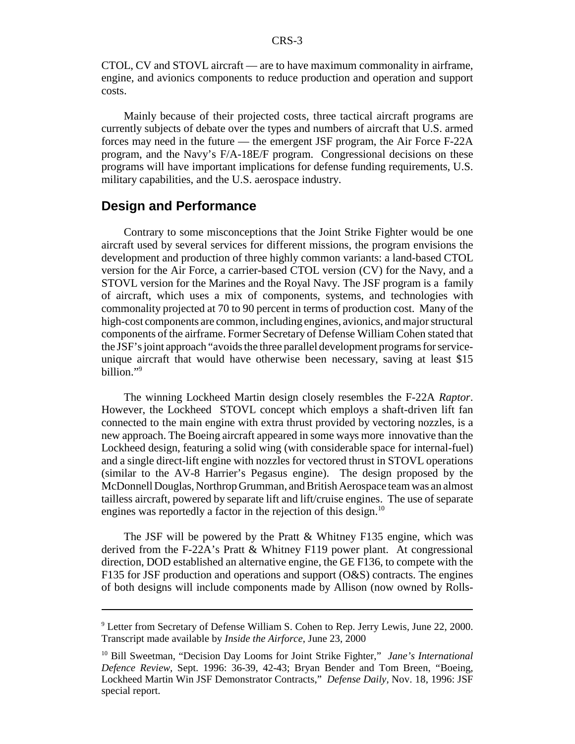CTOL, CV and STOVL aircraft — are to have maximum commonality in airframe, engine, and avionics components to reduce production and operation and support costs.

Mainly because of their projected costs, three tactical aircraft programs are currently subjects of debate over the types and numbers of aircraft that U.S. armed forces may need in the future — the emergent JSF program, the Air Force F-22A program, and the Navy's F/A-18E/F program. Congressional decisions on these programs will have important implications for defense funding requirements, U.S. military capabilities, and the U.S. aerospace industry.

## Design and Performance

Contrary to some misconceptions that the Joint Strike Fighter would be one aircraft used by several services for different missions, the program envisions the development and production of three highly common variants: a land-based CTOL version for the Air Force, a carrier-based CTOL version (CV) for the Navy, and a STOVL version for the Marines and the Royal Navy. The JSF program is a family of aircraft, which uses a mix of components, systems, and technologies with commonality projected at 70 to 90 percent in terms of production cost. Many of the high-cost components are common, including engines, avionics, and major structural components of the airframe. Former Secretary of Defense William Cohen stated that the JSF's joint approach "avoids the three parallel development programs for service-unique aircraft that would have otherwise been necessary, saving at least $15 billion."[9]

The winning Lockheed Martin design closely resembles the F-22A *Raptor*. However, the Lockheed STOVL concept which employs a shaft-driven lift fan connected to the main engine with extra thrust provided by vectoring nozzles, is a new approach. The Boeing aircraft appeared in some ways more innovative than the Lockheed design, featuring a solid wing (with considerable space for internal-fuel) and a single direct-lift engine with nozzles for vectored thrust in STOVL operations (similar to the AV-8 Harrier's Pegasus engine). The design proposed by the McDonnell Douglas, Northrop Grumman, and British Aerospace team was an almost tailless aircraft, powered by separate lift and lift/cruise engines. The use of separate engines was reportedly a factor in the rejection of this design.[10]

The JSF will be powered by the Pratt & Whitney F135 engine, which was derived from the F-22A's Pratt & Whitney F119 power plant. At congressional direction, DOD established an alternative engine, the GE F136, to compete with the F135 for JSF production and operations and support (O&S) contracts. The engines of both designs will include components made by Allison (now owned by Rolls-

---

[9] Letter from Secretary of Defense William S. Cohen to Rep. Jerry Lewis, June 22, 2000. Transcript made available by *Inside the Airforce*, June 23, 2000

[10] Bill Sweetman, "Decision Day Looms for Joint Strike Fighter," *Jane's International Defence Review*, Sept. 1996: 36-39, 42-43; Bryan Bender and Tom Breen, "Boeing, Lockheed Martin Win JSF Demonstrator Contracts," *Defense Daily*, Nov. 18, 1996: JSF special report.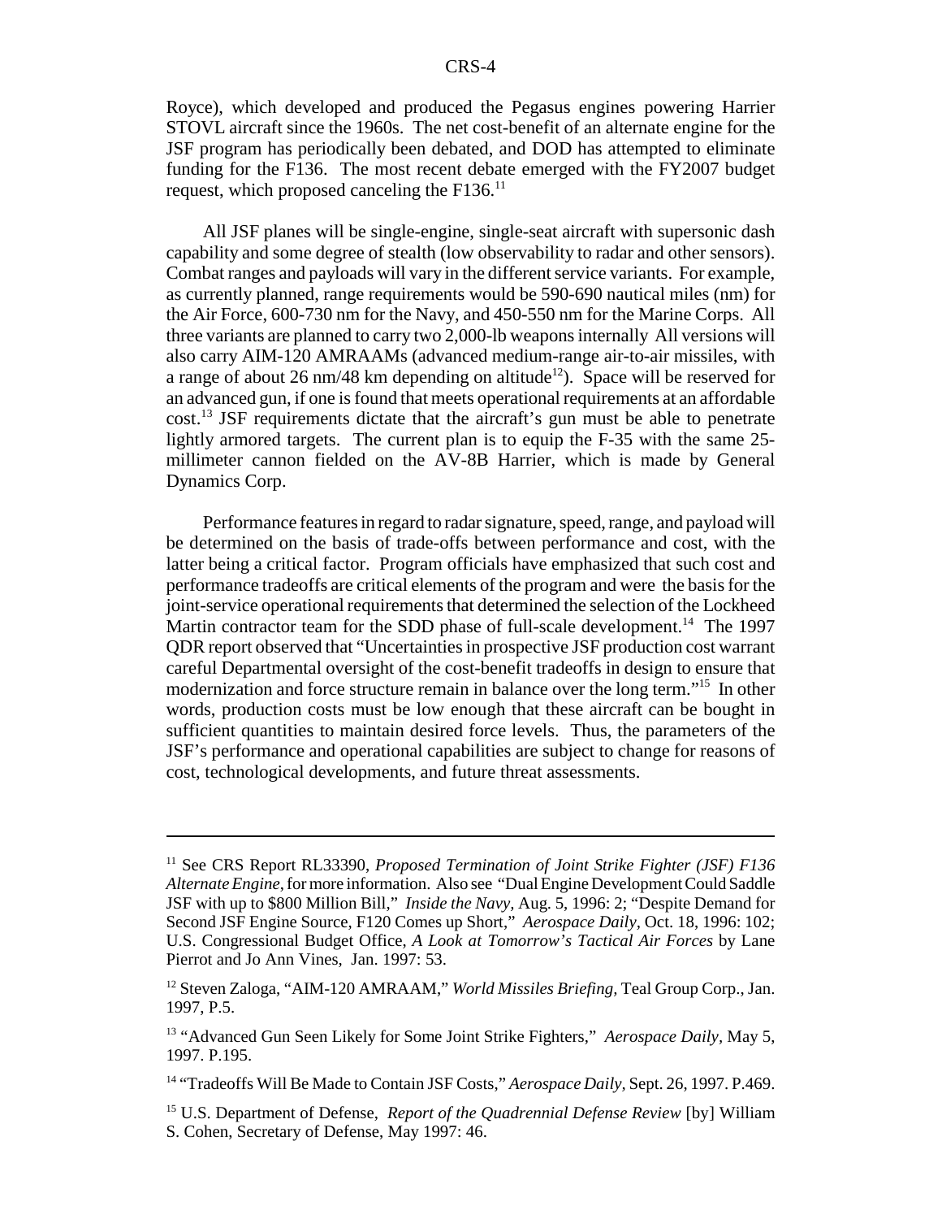Royce), which developed and produced the Pegasus engines powering Harrier STOVL aircraft since the 1960s. The net cost-benefit of an alternate engine for the JSF program has periodically been debated, and DOD has attempted to eliminate funding for the F136. The most recent debate emerged with the FY2007 budget request, which proposed canceling the F136.[11]

All JSF planes will be single-engine, single-seat aircraft with supersonic dash capability and some degree of stealth (low observability to radar and other sensors). Combat ranges and payloads will vary in the different service variants. For example, as currently planned, range requirements would be 590-690 nautical miles (nm) for the Air Force, 600-730 nm for the Navy, and 450-550 nm for the Marine Corps. All three variants are planned to carry two 2,000-lb weapons internally All versions will also carry AIM-120 AMRAAMs (advanced medium-range air-to-air missiles, with a range of about 26 nm/48 km depending on altitude[12]). Space will be reserved for an advanced gun, if one is found that meets operational requirements at an affordable cost.[13] JSF requirements dictate that the aircraft's gun must be able to penetrate lightly armored targets. The current plan is to equip the F-35 with the same 25-millimeter cannon fielded on the AV-8B Harrier, which is made by General Dynamics Corp.

Performance features in regard to radar signature, speed, range, and payload will be determined on the basis of trade-offs between performance and cost, with the latter being a critical factor. Program officials have emphasized that such cost and performance tradeoffs are critical elements of the program and were the basis for the joint-service operational requirements that determined the selection of the Lockheed Martin contractor team for the SDD phase of full-scale development.[14] The 1997 QDR report observed that "Uncertainties in prospective JSF production cost warrant careful Departmental oversight of the cost-benefit tradeoffs in design to ensure that modernization and force structure remain in balance over the long term."[15] In other words, production costs must be low enough that these aircraft can be bought in sufficient quantities to maintain desired force levels. Thus, the parameters of the JSF's performance and operational capabilities are subject to change for reasons of cost, technological developments, and future threat assessments.

---

[11] See CRS Report RL33390, *Proposed Termination of Joint Strike Fighter (JSF) F136 Alternate Engine*, for more information. Also see "Dual Engine Development Could Saddle JSF with up to $800 Million Bill," *Inside the Navy*, Aug. 5, 1996: 2; "Despite Demand for Second JSF Engine Source, F120 Comes up Short," *Aerospace Daily*, Oct. 18, 1996: 102; U.S. Congressional Budget Office, *A Look at Tomorrow's Tactical Air Forces* by Lane Pierrot and Jo Ann Vines, Jan. 1997: 53.

[12] Steven Zaloga, "AIM-120 AMRAAM," *World Missiles Briefing*, Teal Group Corp., Jan. 1997, P.5.

[13] "Advanced Gun Seen Likely for Some Joint Strike Fighters," *Aerospace Daily*, May 5, 1997. P.195.

[14] "Tradeoffs Will Be Made to Contain JSF Costs," *Aerospace Daily*, Sept. 26, 1997. P.469.

[15] U.S. Department of Defense, *Report of the Quadrennial Defense Review* [by] William S. Cohen, Secretary of Defense, May 1997: 46.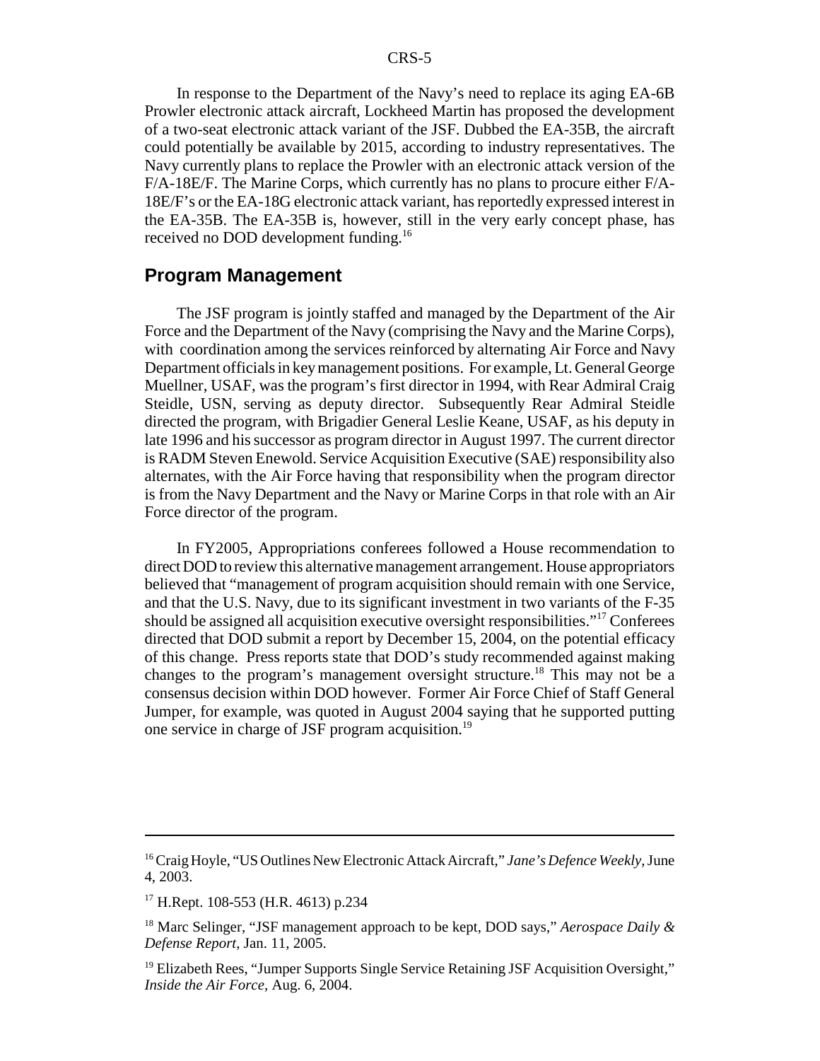In response to the Department of the Navy's need to replace its aging EA-6B Prowler electronic attack aircraft, Lockheed Martin has proposed the development of a two-seat electronic attack variant of the JSF. Dubbed the EA-35B, the aircraft could potentially be available by 2015, according to industry representatives. The Navy currently plans to replace the Prowler with an electronic attack version of the F/A-18E/F. The Marine Corps, which currently has no plans to procure either F/A-18E/F's or the EA-18G electronic attack variant, has reportedly expressed interest in the EA-35B. The EA-35B is, however, still in the very early concept phase, has received no DOD development funding.[16]

## Program Management

The JSF program is jointly staffed and managed by the Department of the Air Force and the Department of the Navy (comprising the Navy and the Marine Corps), with coordination among the services reinforced by alternating Air Force and Navy Department officials in key management positions. For example, Lt. General George Muellner, USAF, was the program's first director in 1994, with Rear Admiral Craig Steidle, USN, serving as deputy director. Subsequently Rear Admiral Steidle directed the program, with Brigadier General Leslie Keane, USAF, as his deputy in late 1996 and his successor as program director in August 1997. The current director is RADM Steven Enewold. Service Acquisition Executive (SAE) responsibility also alternates, with the Air Force having that responsibility when the program director is from the Navy Department and the Navy or Marine Corps in that role with an Air Force director of the program.

In FY2005, Appropriations conferees followed a House recommendation to direct DOD to review this alternative management arrangement. House appropriators believed that "management of program acquisition should remain with one Service, and that the U.S. Navy, due to its significant investment in two variants of the F-35 should be assigned all acquisition executive oversight responsibilities."[17] Conferees directed that DOD submit a report by December 15, 2004, on the potential efficacy of this change. Press reports state that DOD's study recommended against making changes to the program's management oversight structure.[18] This may not be a consensus decision within DOD however. Former Air Force Chief of Staff General Jumper, for example, was quoted in August 2004 saying that he supported putting one service in charge of JSF program acquisition.[19]

---

[16] Craig Hoyle, "US Outlines New Electronic Attack Aircraft," *Jane's Defence Weekly*, June 4, 2003.

[17] H.Rept. 108-553 (H.R. 4613) p.234

[18] Marc Selinger, "JSF management approach to be kept, DOD says," *Aerospace Daily & Defense Report*, Jan. 11, 2005.

[19] Elizabeth Rees, "Jumper Supports Single Service Retaining JSF Acquisition Oversight," *Inside the Air Force,* Aug. 6, 2004.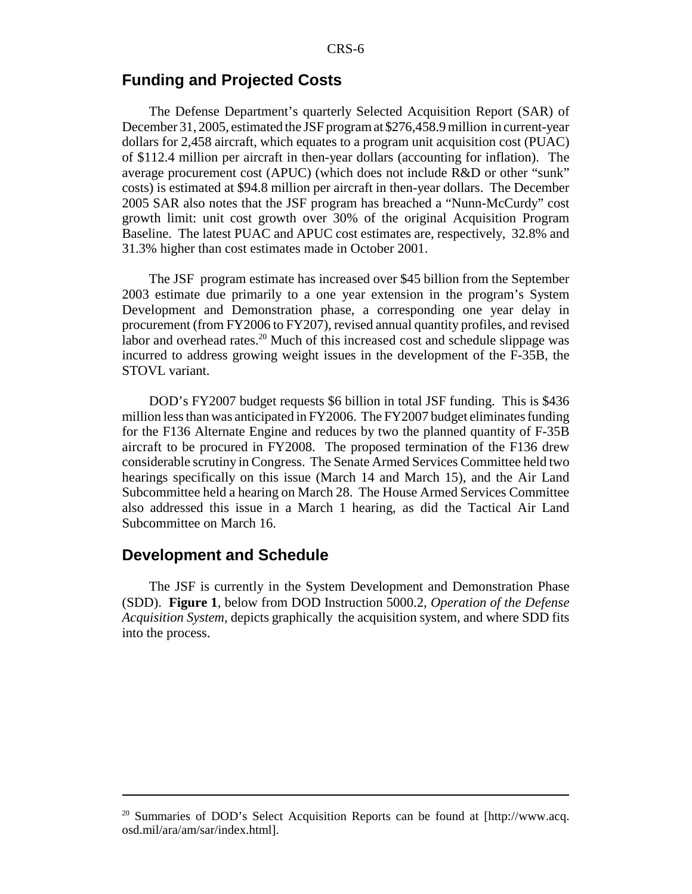## Funding and Projected Costs

The Defense Department's quarterly Selected Acquisition Report (SAR) of December 31, 2005, estimated the JSF program at $276,458.9 million in current-year dollars for 2,458 aircraft, which equates to a program unit acquisition cost (PUAC) of $112.4 million per aircraft in then-year dollars (accounting for inflation). The average procurement cost (APUC) (which does not include R&D or other "sunk" costs) is estimated at $94.8 million per aircraft in then-year dollars. The December 2005 SAR also notes that the JSF program has breached a "Nunn-McCurdy" cost growth limit: unit cost growth over 30% of the original Acquisition Program Baseline. The latest PUAC and APUC cost estimates are, respectively, 32.8% and 31.3% higher than cost estimates made in October 2001.

The JSF program estimate has increased over $45 billion from the September 2003 estimate due primarily to a one year extension in the program's System Development and Demonstration phase, a corresponding one year delay in procurement (from FY2006 to FY207), revised annual quantity profiles, and revised labor and overhead rates.[20] Much of this increased cost and schedule slippage was incurred to address growing weight issues in the development of the F-35B, the STOVL variant.

DOD's FY2007 budget requests $6 billion in total JSF funding. This is $436 million less than was anticipated in FY2006. The FY2007 budget eliminates funding for the F136 Alternate Engine and reduces by two the planned quantity of F-35B aircraft to be procured in FY2008. The proposed termination of the F136 drew considerable scrutiny in Congress. The Senate Armed Services Committee held two hearings specifically on this issue (March 14 and March 15), and the Air Land Subcommittee held a hearing on March 28. The House Armed Services Committee also addressed this issue in a March 1 hearing, as did the Tactical Air Land Subcommittee on March 16.

## Development and Schedule

The JSF is currently in the System Development and Demonstration Phase (SDD). **Figure 1**, below from DOD Instruction 5000.2, *Operation of the Defense Acquisition System*, depicts graphically the acquisition system, and where SDD fits into the process.

---

[20] Summaries of DOD's Select Acquisition Reports can be found at [http://www.acq.osd.mil/ara/am/sar/index.html].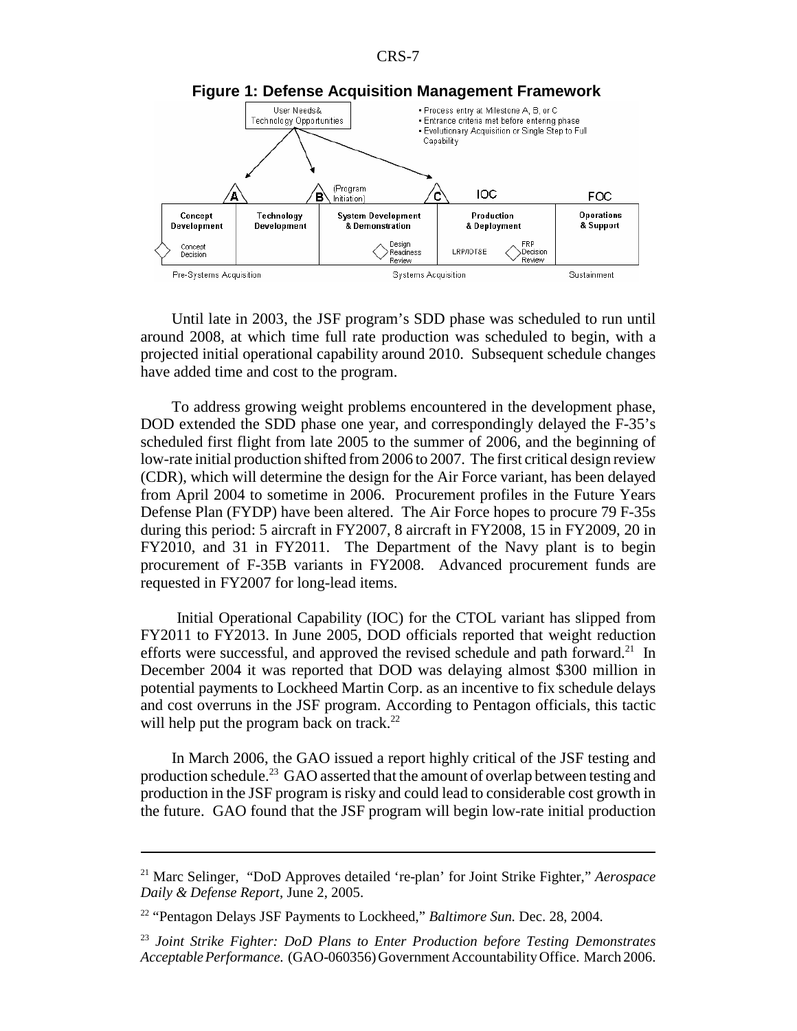**Figure 1: Defense Acquisition Management Framework**

User Needs & Technology Opportunities

- Process entry at Milestone A, B, or C
- Entrance criteria met before entering phase
- Evolutionary Acquisition or Single Step to Full Capability

| A | | B (Program Initiation) | C | IOC | FOC |
|---|---|---|---|---|---|
| Concept Development | Technology Development | System Development & Demonstration | | Production & Deployment | Operations & Support |
| Concept Decision | | Design Readiness Review | | LRIP/IOT&E; FRP Decision Review | |
| Pre-Systems Acquisition | | Systems Acquisition | | | Sustainment |

Until late in 2003, the JSF program's SDD phase was scheduled to run until around 2008, at which time full rate production was scheduled to begin, with a projected initial operational capability around 2010. Subsequent schedule changes have added time and cost to the program.

To address growing weight problems encountered in the development phase, DOD extended the SDD phase one year, and correspondingly delayed the F-35's scheduled first flight from late 2005 to the summer of 2006, and the beginning of low-rate initial production shifted from 2006 to 2007. The first critical design review (CDR), which will determine the design for the Air Force variant, has been delayed from April 2004 to sometime in 2006. Procurement profiles in the Future Years Defense Plan (FYDP) have been altered. The Air Force hopes to procure 79 F-35s during this period: 5 aircraft in FY2007, 8 aircraft in FY2008, 15 in FY2009, 20 in FY2010, and 31 in FY2011. The Department of the Navy plant is to begin procurement of F-35B variants in FY2008. Advanced procurement funds are requested in FY2007 for long-lead items.

Initial Operational Capability (IOC) for the CTOL variant has slipped from FY2011 to FY2013. In June 2005, DOD officials reported that weight reduction efforts were successful, and approved the revised schedule and path forward.[21] In December 2004 it was reported that DOD was delaying almost $300 million in potential payments to Lockheed Martin Corp. as an incentive to fix schedule delays and cost overruns in the JSF program. According to Pentagon officials, this tactic will help put the program back on track.[22]

In March 2006, the GAO issued a report highly critical of the JSF testing and production schedule.[23] GAO asserted that the amount of overlap between testing and production in the JSF program is risky and could lead to considerable cost growth in the future. GAO found that the JSF program will begin low-rate initial production

---

[21] Marc Selinger, "DoD Approves detailed 're-plan' for Joint Strike Fighter," *Aerospace Daily & Defense Report*, June 2, 2005.

[22] "Pentagon Delays JSF Payments to Lockheed," *Baltimore Sun.* Dec. 28, 2004.

[23] *Joint Strike Fighter: DoD Plans to Enter Production before Testing Demonstrates Acceptable Performance.* (GAO-060356) Government Accountability Office. March 2006.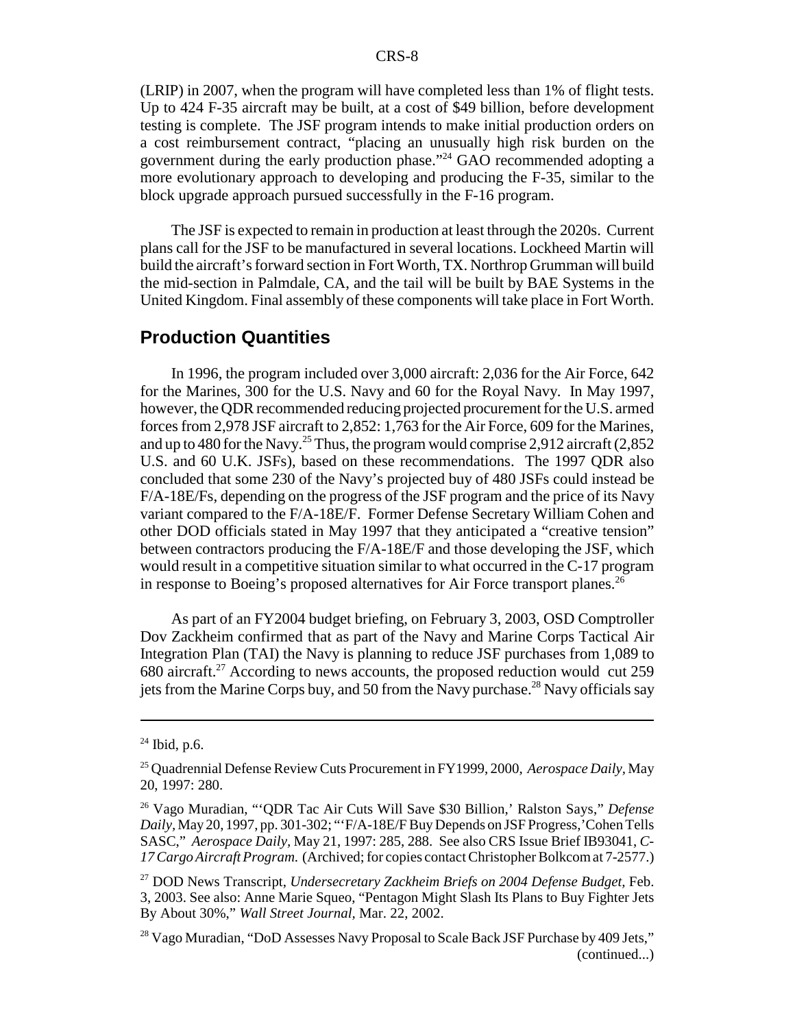(LRIP) in 2007, when the program will have completed less than 1% of flight tests. Up to 424 F-35 aircraft may be built, at a cost of $49 billion, before development testing is complete. The JSF program intends to make initial production orders on a cost reimbursement contract, "placing an unusually high risk burden on the government during the early production phase."[24] GAO recommended adopting a more evolutionary approach to developing and producing the F-35, similar to the block upgrade approach pursued successfully in the F-16 program.

The JSF is expected to remain in production at least through the 2020s. Current plans call for the JSF to be manufactured in several locations. Lockheed Martin will build the aircraft's forward section in Fort Worth, TX. Northrop Grumman will build the mid-section in Palmdale, CA, and the tail will be built by BAE Systems in the United Kingdom. Final assembly of these components will take place in Fort Worth.

## Production Quantities

In 1996, the program included over 3,000 aircraft: 2,036 for the Air Force, 642 for the Marines, 300 for the U.S. Navy and 60 for the Royal Navy. In May 1997, however, the QDR recommended reducing projected procurement for the U.S. armed forces from 2,978 JSF aircraft to 2,852: 1,763 for the Air Force, 609 for the Marines, and up to 480 for the Navy.[25] Thus, the program would comprise 2,912 aircraft (2,852 U.S. and 60 U.K. JSFs), based on these recommendations. The 1997 QDR also concluded that some 230 of the Navy's projected buy of 480 JSFs could instead be F/A-18E/Fs, depending on the progress of the JSF program and the price of its Navy variant compared to the F/A-18E/F. Former Defense Secretary William Cohen and other DOD officials stated in May 1997 that they anticipated a "creative tension" between contractors producing the F/A-18E/F and those developing the JSF, which would result in a competitive situation similar to what occurred in the C-17 program in response to Boeing's proposed alternatives for Air Force transport planes.[26]

As part of an FY2004 budget briefing, on February 3, 2003, OSD Comptroller Dov Zackheim confirmed that as part of the Navy and Marine Corps Tactical Air Integration Plan (TAI) the Navy is planning to reduce JSF purchases from 1,089 to 680 aircraft.[27] According to news accounts, the proposed reduction would cut 259 jets from the Marine Corps buy, and 50 from the Navy purchase.[28] Navy officials say

---

[24] Ibid, p.6.

[25] Quadrennial Defense Review Cuts Procurement in FY1999, 2000, *Aerospace Daily*, May 20, 1997: 280.

[26] Vago Muradian, "'QDR Tac Air Cuts Will Save $30 Billion,' Ralston Says," *Defense Daily*, May 20, 1997, pp. 301-302; "'F/A-18E/F Buy Depends on JSF Progress,' Cohen Tells SASC," *Aerospace Daily*, May 21, 1997: 285, 288. See also CRS Issue Brief IB93041, *C-17 Cargo Aircraft Program.* (Archived; for copies contact Christopher Bolkcom at 7-2577.)

[27] DOD News Transcript, *Undersecretary Zackheim Briefs on 2004 Defense Budget*, Feb. 3, 2003. See also: Anne Marie Squeo, "Pentagon Might Slash Its Plans to Buy Fighter Jets By About 30%," *Wall Street Journal*, Mar. 22, 2002.

[28] Vago Muradian, "DoD Assesses Navy Proposal to Scale Back JSF Purchase by 409 Jets," (continued...)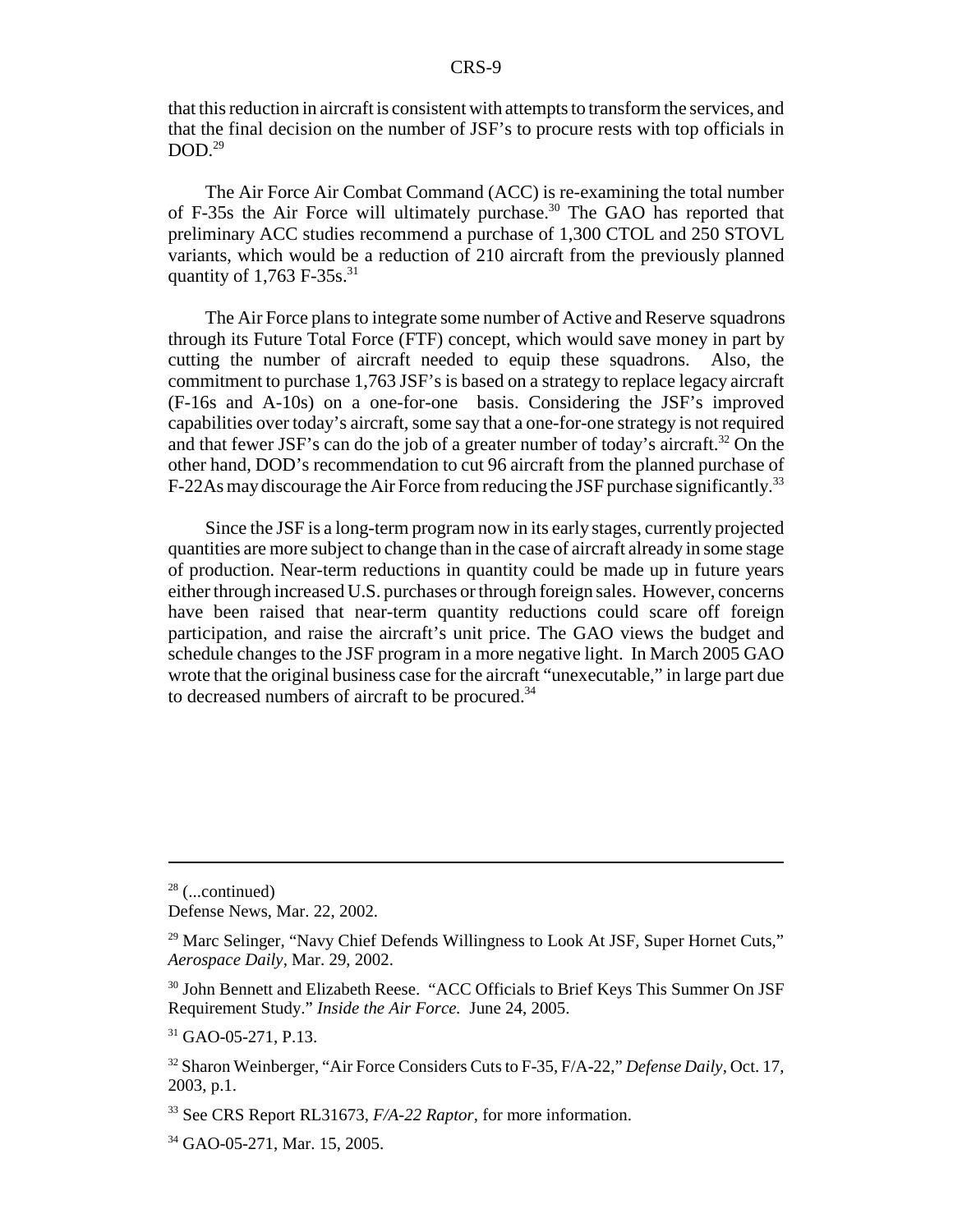that this reduction in aircraft is consistent with attempts to transform the services, and that the final decision on the number of JSF's to procure rests with top officials in DOD.[29]

The Air Force Air Combat Command (ACC) is re-examining the total number of F-35s the Air Force will ultimately purchase.[30] The GAO has reported that preliminary ACC studies recommend a purchase of 1,300 CTOL and 250 STOVL variants, which would be a reduction of 210 aircraft from the previously planned quantity of 1,763 F-35s.[31]

The Air Force plans to integrate some number of Active and Reserve squadrons through its Future Total Force (FTF) concept, which would save money in part by cutting the number of aircraft needed to equip these squadrons. Also, the commitment to purchase 1,763 JSF's is based on a strategy to replace legacy aircraft (F-16s and A-10s) on a one-for-one basis. Considering the JSF's improved capabilities over today's aircraft, some say that a one-for-one strategy is not required and that fewer JSF's can do the job of a greater number of today's aircraft.[32] On the other hand, DOD's recommendation to cut 96 aircraft from the planned purchase of F-22As may discourage the Air Force from reducing the JSF purchase significantly.[33]

Since the JSF is a long-term program now in its early stages, currently projected quantities are more subject to change than in the case of aircraft already in some stage of production. Near-term reductions in quantity could be made up in future years either through increased U.S. purchases or through foreign sales. However, concerns have been raised that near-term quantity reductions could scare off foreign participation, and raise the aircraft's unit price. The GAO views the budget and schedule changes to the JSF program in a more negative light. In March 2005 GAO wrote that the original business case for the aircraft "unexecutable," in large part due to decreased numbers of aircraft to be procured.[34]

---

[28] (...continued)
Defense News, Mar. 22, 2002.

[29] Marc Selinger, "Navy Chief Defends Willingness to Look At JSF, Super Hornet Cuts," *Aerospace Daily*, Mar. 29, 2002.

[30] John Bennett and Elizabeth Reese. "ACC Officials to Brief Keys This Summer On JSF Requirement Study." *Inside the Air Force.* June 24, 2005.

[31] GAO-05-271, P.13.

[32] Sharon Weinberger, "Air Force Considers Cuts to F-35, F/A-22," *Defense Daily*, Oct. 17, 2003, p.1.

[33] See CRS Report RL31673, *F/A-22 Raptor*, for more information.

[34] GAO-05-271, Mar. 15, 2005.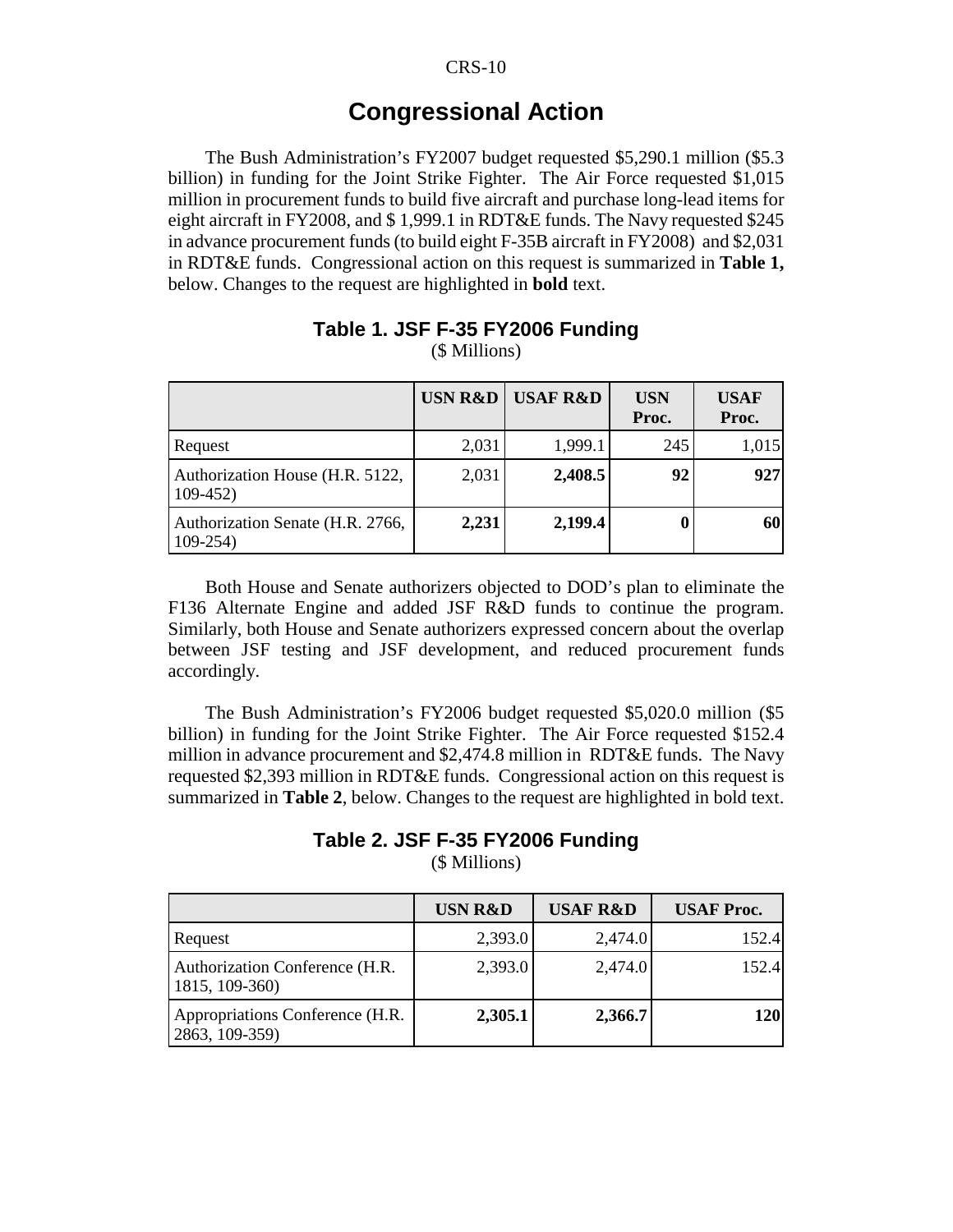## Congressional Action

The Bush Administration's FY2007 budget requested $5,290.1 million ($5.3 billion) in funding for the Joint Strike Fighter. The Air Force requested $1,015 million in procurement funds to build five aircraft and purchase long-lead items for eight aircraft in FY2008, and $ 1,999.1 in RDT&E funds. The Navy requested $245 in advance procurement funds (to build eight F-35B aircraft in FY2008) and $2,031 in RDT&E funds. Congressional action on this request is summarized in **Table 1,** below. Changes to the request are highlighted in **bold** text.

**Table 1. JSF F-35 FY2006 Funding**

($ Millions)

| | USN R&D | USAF R&D | USN Proc. | USAF Proc. |
|---|---|---|---|---|
| Request | 2,031 | 1,999.1 | 245 | 1,015 |
| Authorization House (H.R. 5122, 109-452) | 2,031 | **2,408.5** | **92** | **927** |
| Authorization Senate (H.R. 2766, 109-254) | **2,231** | **2,199.4** | **0** | **60** |

Both House and Senate authorizers objected to DOD's plan to eliminate the F136 Alternate Engine and added JSF R&D funds to continue the program. Similarly, both House and Senate authorizers expressed concern about the overlap between JSF testing and JSF development, and reduced procurement funds accordingly.

The Bush Administration's FY2006 budget requested $5,020.0 million ($5 billion) in funding for the Joint Strike Fighter. The Air Force requested $152.4 million in advance procurement and $2,474.8 million in RDT&E funds. The Navy requested $2,393 million in RDT&E funds. Congressional action on this request is summarized in **Table 2**, below. Changes to the request are highlighted in bold text.

**Table 2. JSF F-35 FY2006 Funding**

($ Millions)

| | USN R&D | USAF R&D | USAF Proc. |
|---|---|---|---|
| Request | 2,393.0 | 2,474.0 | 152.4 |
| Authorization Conference (H.R. 1815, 109-360) | 2,393.0 | 2,474.0 | 152.4 |
| Appropriations Conference (H.R. 2863, 109-359) | **2,305.1** | **2,366.7** | **120** |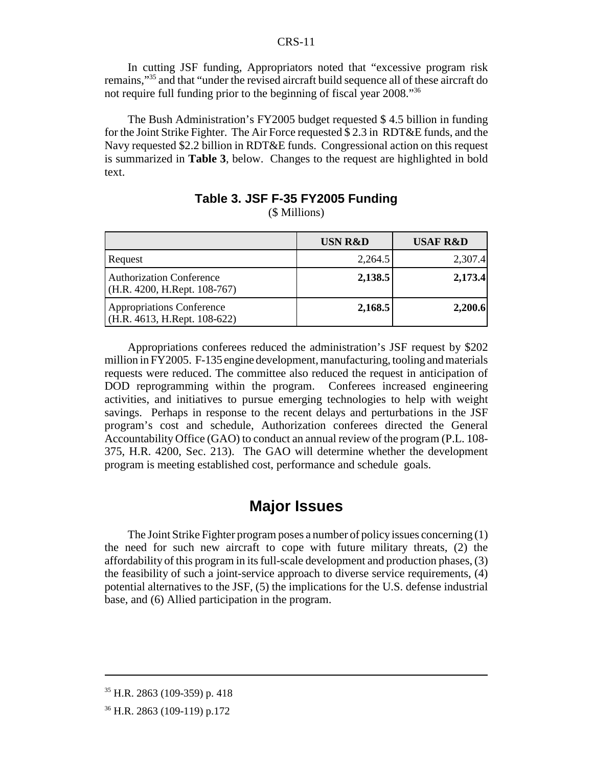In cutting JSF funding, Appropriators noted that "excessive program risk remains,"[35] and that "under the revised aircraft build sequence all of these aircraft do not require full funding prior to the beginning of fiscal year 2008."[36]

The Bush Administration's FY2005 budget requested $ 4.5 billion in funding for the Joint Strike Fighter. The Air Force requested $ 2.3 in RDT&E funds, and the Navy requested $2.2 billion in RDT&E funds. Congressional action on this request is summarized in **Table 3**, below. Changes to the request are highlighted in bold text.

**Table 3. JSF F-35 FY2005 Funding**
($ Millions)

| | USN R&D | USAF R&D |
|---|---|---|
| Request | 2,264.5 | 2,307.4 |
| Authorization Conference (H.R. 4200, H.Rept. 108-767) | **2,138.5** | **2,173.4** |
| Appropriations Conference (H.R. 4613, H.Rept. 108-622) | **2,168.5** | **2,200.6** |

Appropriations conferees reduced the administration's JSF request by $202 million in FY2005. F-135 engine development, manufacturing, tooling and materials requests were reduced. The committee also reduced the request in anticipation of DOD reprogramming within the program. Conferees increased engineering activities, and initiatives to pursue emerging technologies to help with weight savings. Perhaps in response to the recent delays and perturbations in the JSF program's cost and schedule, Authorization conferees directed the General Accountability Office (GAO) to conduct an annual review of the program (P.L. 108-375, H.R. 4200, Sec. 213). The GAO will determine whether the development program is meeting established cost, performance and schedule goals.

## Major Issues

The Joint Strike Fighter program poses a number of policy issues concerning (1) the need for such new aircraft to cope with future military threats, (2) the affordability of this program in its full-scale development and production phases, (3) the feasibility of such a joint-service approach to diverse service requirements, (4) potential alternatives to the JSF, (5) the implications for the U.S. defense industrial base, and (6) Allied participation in the program.

---

[35] H.R. 2863 (109-359) p. 418

[36] H.R. 2863 (109-119) p.172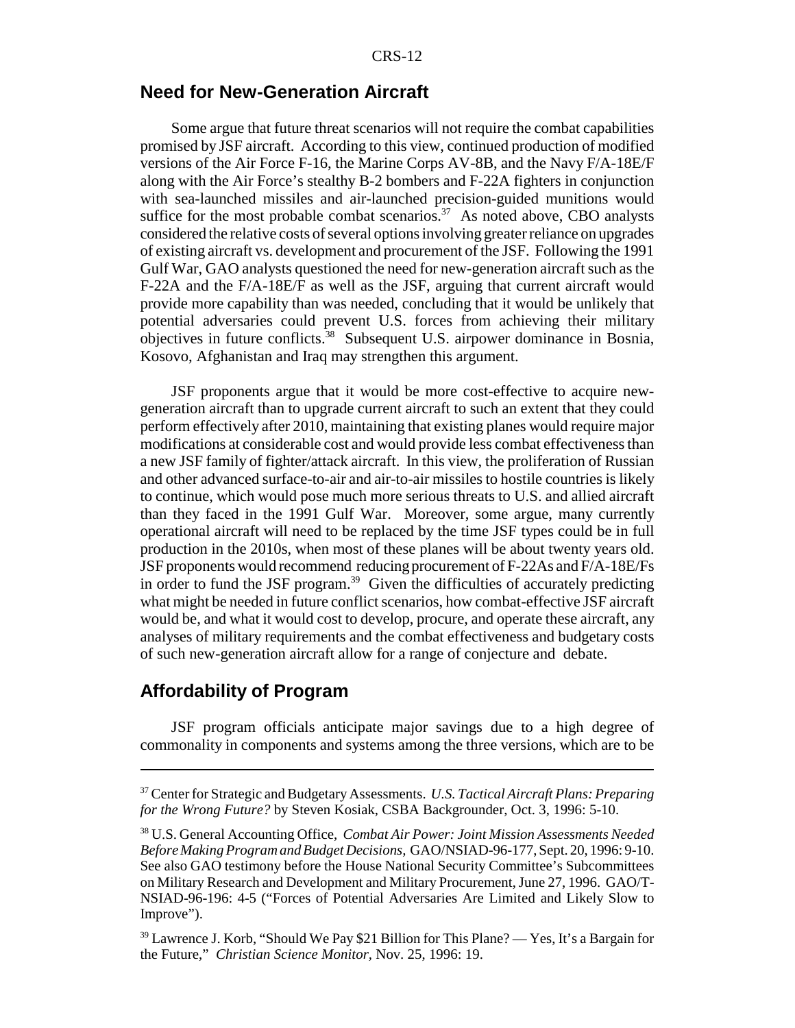## Need for New-Generation Aircraft

Some argue that future threat scenarios will not require the combat capabilities promised by JSF aircraft. According to this view, continued production of modified versions of the Air Force F-16, the Marine Corps AV-8B, and the Navy F/A-18E/F along with the Air Force's stealthy B-2 bombers and F-22A fighters in conjunction with sea-launched missiles and air-launched precision-guided munitions would suffice for the most probable combat scenarios.[37] As noted above, CBO analysts considered the relative costs of several options involving greater reliance on upgrades of existing aircraft vs. development and procurement of the JSF. Following the 1991 Gulf War, GAO analysts questioned the need for new-generation aircraft such as the F-22A and the F/A-18E/F as well as the JSF, arguing that current aircraft would provide more capability than was needed, concluding that it would be unlikely that potential adversaries could prevent U.S. forces from achieving their military objectives in future conflicts.[38] Subsequent U.S. airpower dominance in Bosnia, Kosovo, Afghanistan and Iraq may strengthen this argument.

JSF proponents argue that it would be more cost-effective to acquire new-generation aircraft than to upgrade current aircraft to such an extent that they could perform effectively after 2010, maintaining that existing planes would require major modifications at considerable cost and would provide less combat effectiveness than a new JSF family of fighter/attack aircraft. In this view, the proliferation of Russian and other advanced surface-to-air and air-to-air missiles to hostile countries is likely to continue, which would pose much more serious threats to U.S. and allied aircraft than they faced in the 1991 Gulf War. Moreover, some argue, many currently operational aircraft will need to be replaced by the time JSF types could be in full production in the 2010s, when most of these planes will be about twenty years old. JSF proponents would recommend reducing procurement of F-22As and F/A-18E/Fs in order to fund the JSF program.[39] Given the difficulties of accurately predicting what might be needed in future conflict scenarios, how combat-effective JSF aircraft would be, and what it would cost to develop, procure, and operate these aircraft, any analyses of military requirements and the combat effectiveness and budgetary costs of such new-generation aircraft allow for a range of conjecture and debate.

## Affordability of Program

JSF program officials anticipate major savings due to a high degree of commonality in components and systems among the three versions, which are to be

---

[37] Center for Strategic and Budgetary Assessments. *U.S. Tactical Aircraft Plans: Preparing for the Wrong Future?* by Steven Kosiak, CSBA Backgrounder, Oct. 3, 1996: 5-10.

[38] U.S. General Accounting Office, *Combat Air Power: Joint Mission Assessments Needed Before Making Program and Budget Decisions,* GAO/NSIAD-96-177, Sept. 20, 1996: 9-10. See also GAO testimony before the House National Security Committee's Subcommittees on Military Research and Development and Military Procurement, June 27, 1996. GAO/T-NSIAD-96-196: 4-5 ("Forces of Potential Adversaries Are Limited and Likely Slow to Improve").

[39] Lawrence J. Korb, "Should We Pay $21 Billion for This Plane? — Yes, It's a Bargain for the Future," *Christian Science Monitor,* Nov. 25, 1996: 19.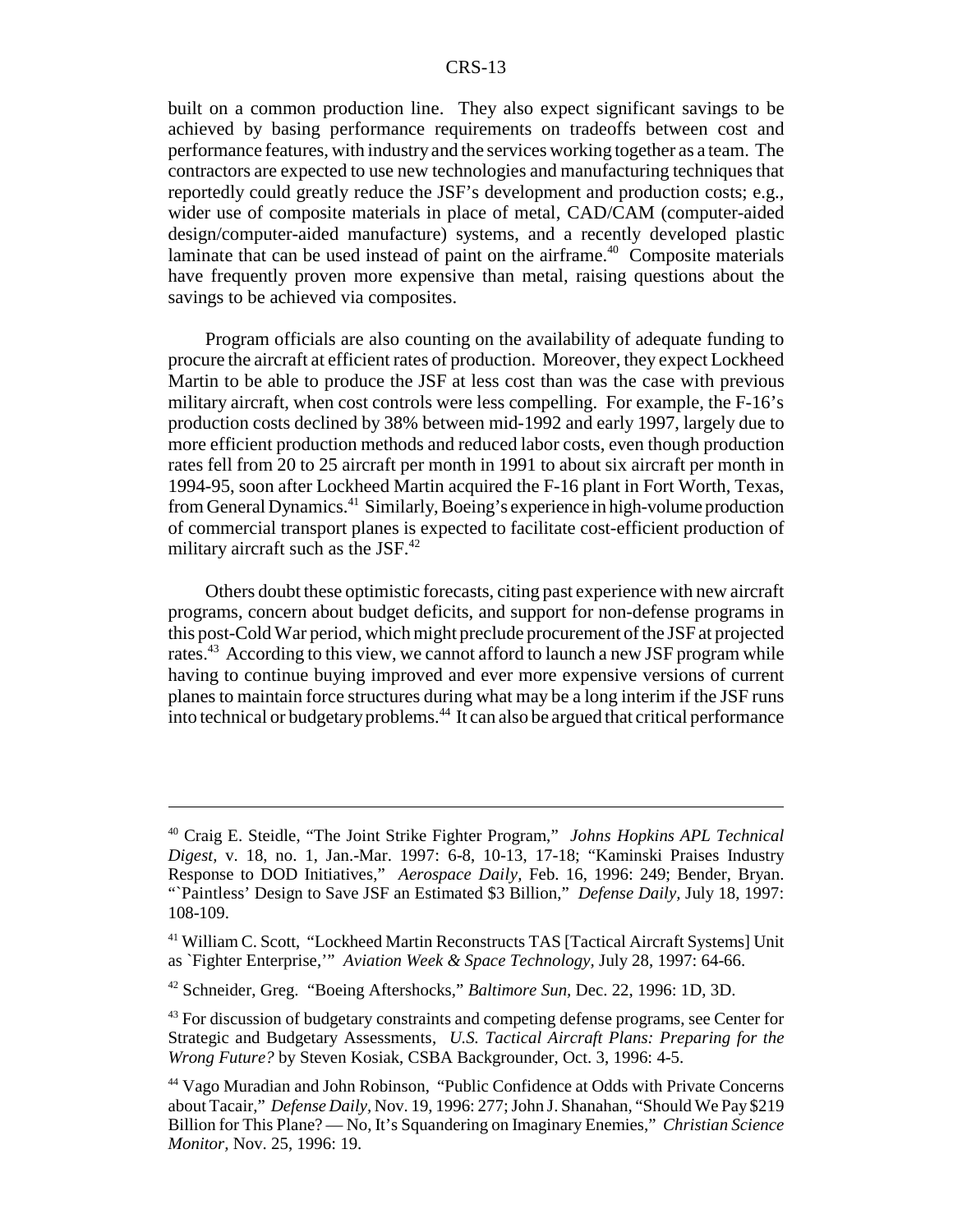built on a common production line. They also expect significant savings to be achieved by basing performance requirements on tradeoffs between cost and performance features, with industry and the services working together as a team. The contractors are expected to use new technologies and manufacturing techniques that reportedly could greatly reduce the JSF's development and production costs; e.g., wider use of composite materials in place of metal, CAD/CAM (computer-aided design/computer-aided manufacture) systems, and a recently developed plastic laminate that can be used instead of paint on the airframe.[40] Composite materials have frequently proven more expensive than metal, raising questions about the savings to be achieved via composites.

Program officials are also counting on the availability of adequate funding to procure the aircraft at efficient rates of production. Moreover, they expect Lockheed Martin to be able to produce the JSF at less cost than was the case with previous military aircraft, when cost controls were less compelling. For example, the F-16's production costs declined by 38% between mid-1992 and early 1997, largely due to more efficient production methods and reduced labor costs, even though production rates fell from 20 to 25 aircraft per month in 1991 to about six aircraft per month in 1994-95, soon after Lockheed Martin acquired the F-16 plant in Fort Worth, Texas, from General Dynamics.[41] Similarly, Boeing's experience in high-volume production of commercial transport planes is expected to facilitate cost-efficient production of military aircraft such as the JSF.[42]

Others doubt these optimistic forecasts, citing past experience with new aircraft programs, concern about budget deficits, and support for non-defense programs in this post-Cold War period, which might preclude procurement of the JSF at projected rates.[43] According to this view, we cannot afford to launch a new JSF program while having to continue buying improved and ever more expensive versions of current planes to maintain force structures during what may be a long interim if the JSF runs into technical or budgetary problems.[44] It can also be argued that critical performance

---

[40] Craig E. Steidle, "The Joint Strike Fighter Program," *Johns Hopkins APL Technical Digest,* v. 18, no. 1, Jan.-Mar. 1997: 6-8, 10-13, 17-18; "Kaminski Praises Industry Response to DOD Initiatives," *Aerospace Daily,* Feb. 16, 1996: 249; Bender, Bryan. "`Paintless' Design to Save JSF an Estimated $3 Billion," *Defense Daily,* July 18, 1997: 108-109.

[41] William C. Scott, "Lockheed Martin Reconstructs TAS [Tactical Aircraft Systems] Unit as `Fighter Enterprise,'" *Aviation Week & Space Technology,* July 28, 1997: 64-66.

[42] Schneider, Greg. "Boeing Aftershocks," *Baltimore Sun,* Dec. 22, 1996: 1D, 3D.

[43] For discussion of budgetary constraints and competing defense programs, see Center for Strategic and Budgetary Assessments, *U.S. Tactical Aircraft Plans: Preparing for the Wrong Future?* by Steven Kosiak, CSBA Backgrounder, Oct. 3, 1996: 4-5.

[44] Vago Muradian and John Robinson, "Public Confidence at Odds with Private Concerns about Tacair," *Defense Daily,* Nov. 19, 1996: 277; John J. Shanahan, "Should We Pay $219 Billion for This Plane? — No, It's Squandering on Imaginary Enemies," *Christian Science Monitor,* Nov. 25, 1996: 19.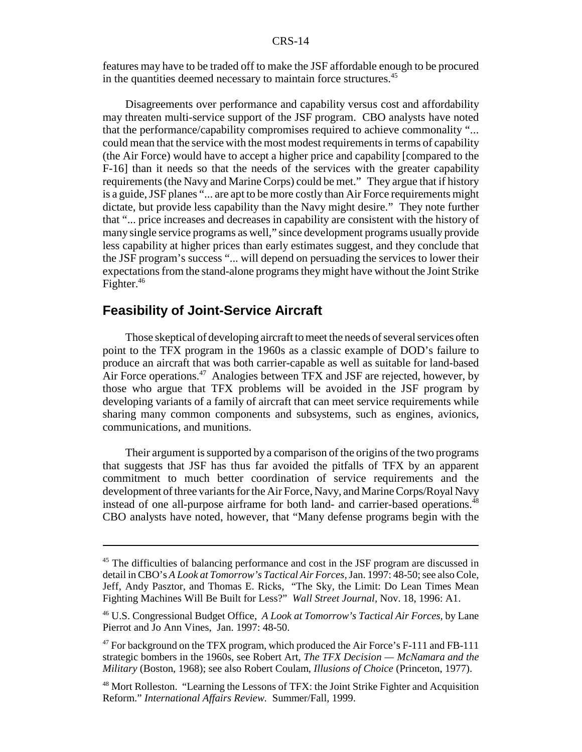features may have to be traded off to make the JSF affordable enough to be procured in the quantities deemed necessary to maintain force structures.[45]

Disagreements over performance and capability versus cost and affordability may threaten multi-service support of the JSF program. CBO analysts have noted that the performance/capability compromises required to achieve commonality "... could mean that the service with the most modest requirements in terms of capability (the Air Force) would have to accept a higher price and capability [compared to the F-16] than it needs so that the needs of the services with the greater capability requirements (the Navy and Marine Corps) could be met." They argue that if history is a guide, JSF planes "... are apt to be more costly than Air Force requirements might dictate, but provide less capability than the Navy might desire." They note further that "... price increases and decreases in capability are consistent with the history of many single service programs as well," since development programs usually provide less capability at higher prices than early estimates suggest, and they conclude that the JSF program's success "... will depend on persuading the services to lower their expectations from the stand-alone programs they might have without the Joint Strike Fighter.[46]

## Feasibility of Joint-Service Aircraft

Those skeptical of developing aircraft to meet the needs of several services often point to the TFX program in the 1960s as a classic example of DOD's failure to produce an aircraft that was both carrier-capable as well as suitable for land-based Air Force operations.[47] Analogies between TFX and JSF are rejected, however, by those who argue that TFX problems will be avoided in the JSF program by developing variants of a family of aircraft that can meet service requirements while sharing many common components and subsystems, such as engines, avionics, communications, and munitions.

Their argument is supported by a comparison of the origins of the two programs that suggests that JSF has thus far avoided the pitfalls of TFX by an apparent commitment to much better coordination of service requirements and the development of three variants for the Air Force, Navy, and Marine Corps/Royal Navy instead of one all-purpose airframe for both land- and carrier-based operations.[48] CBO analysts have noted, however, that "Many defense programs begin with the

---

[45] The difficulties of balancing performance and cost in the JSF program are discussed in detail in CBO's *A Look at Tomorrow's Tactical Air Forces,* Jan. 1997: 48-50; see also Cole, Jeff, Andy Pasztor, and Thomas E. Ricks, "The Sky, the Limit: Do Lean Times Mean Fighting Machines Will Be Built for Less?" *Wall Street Journal,* Nov. 18, 1996: A1.

[46] U.S. Congressional Budget Office, *A Look at Tomorrow's Tactical Air Forces,* by Lane Pierrot and Jo Ann Vines, Jan. 1997: 48-50.

[47] For background on the TFX program, which produced the Air Force's F-111 and FB-111 strategic bombers in the 1960s, see Robert Art, *The TFX Decision — McNamara and the Military* (Boston, 1968); see also Robert Coulam, *Illusions of Choice* (Princeton, 1977).

[48] Mort Rolleston. "Learning the Lessons of TFX: the Joint Strike Fighter and Acquisition Reform." *International Affairs Review.* Summer/Fall, 1999.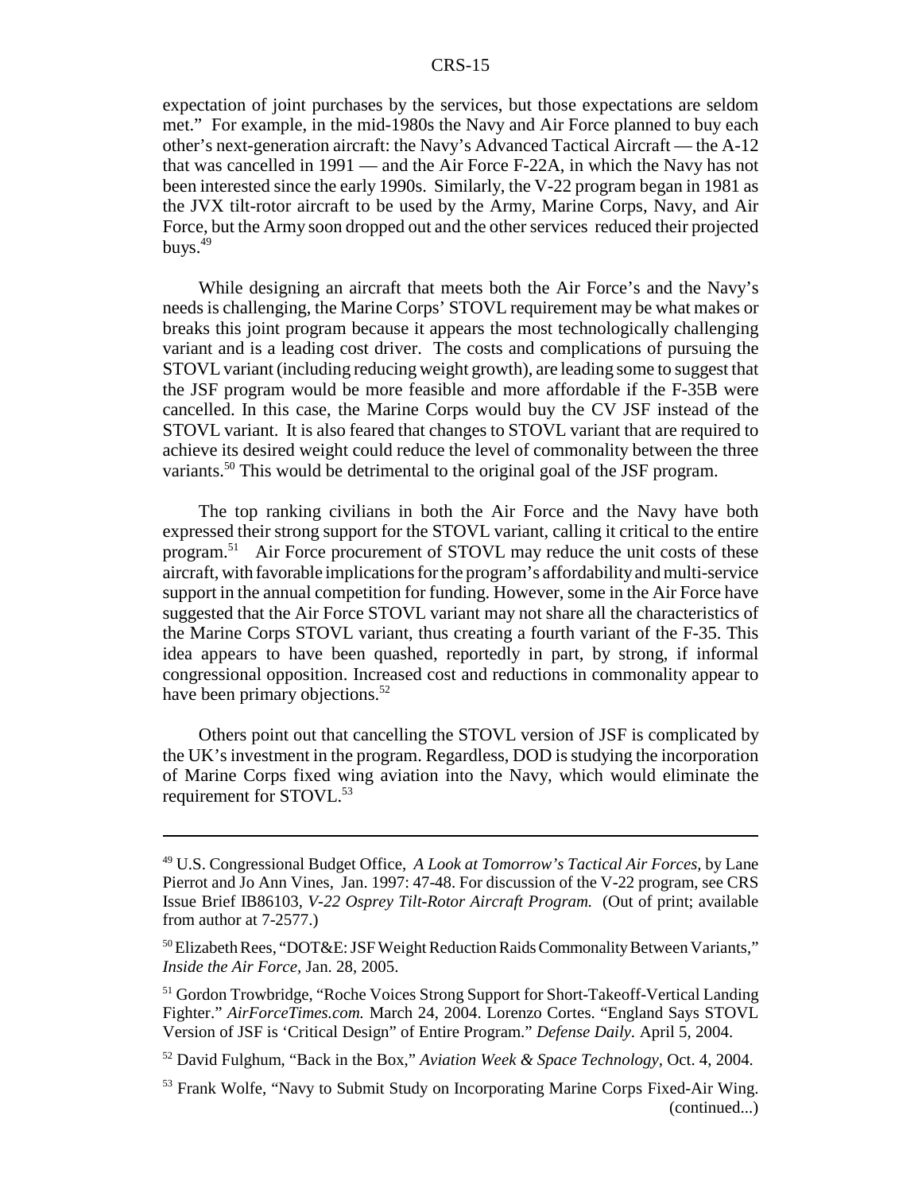expectation of joint purchases by the services, but those expectations are seldom met." For example, in the mid-1980s the Navy and Air Force planned to buy each other's next-generation aircraft: the Navy's Advanced Tactical Aircraft — the A-12 that was cancelled in 1991 — and the Air Force F-22A, in which the Navy has not been interested since the early 1990s. Similarly, the V-22 program began in 1981 as the JVX tilt-rotor aircraft to be used by the Army, Marine Corps, Navy, and Air Force, but the Army soon dropped out and the other services reduced their projected buys.[49]

While designing an aircraft that meets both the Air Force's and the Navy's needs is challenging, the Marine Corps' STOVL requirement may be what makes or breaks this joint program because it appears the most technologically challenging variant and is a leading cost driver. The costs and complications of pursuing the STOVL variant (including reducing weight growth), are leading some to suggest that the JSF program would be more feasible and more affordable if the F-35B were cancelled. In this case, the Marine Corps would buy the CV JSF instead of the STOVL variant. It is also feared that changes to STOVL variant that are required to achieve its desired weight could reduce the level of commonality between the three variants.[50] This would be detrimental to the original goal of the JSF program.

The top ranking civilians in both the Air Force and the Navy have both expressed their strong support for the STOVL variant, calling it critical to the entire program.[51] Air Force procurement of STOVL may reduce the unit costs of these aircraft, with favorable implications for the program's affordability and multi-service support in the annual competition for funding. However, some in the Air Force have suggested that the Air Force STOVL variant may not share all the characteristics of the Marine Corps STOVL variant, thus creating a fourth variant of the F-35. This idea appears to have been quashed, reportedly in part, by strong, if informal congressional opposition. Increased cost and reductions in commonality appear to have been primary objections.[52]

Others point out that cancelling the STOVL version of JSF is complicated by the UK's investment in the program. Regardless, DOD is studying the incorporation of Marine Corps fixed wing aviation into the Navy, which would eliminate the requirement for STOVL.[53]

---

[49] U.S. Congressional Budget Office, *A Look at Tomorrow's Tactical Air Forces,* by Lane Pierrot and Jo Ann Vines, Jan. 1997: 47-48. For discussion of the V-22 program, see CRS Issue Brief IB86103, *V-22 Osprey Tilt-Rotor Aircraft Program.* (Out of print; available from author at 7-2577.)

[50] Elizabeth Rees, "DOT&E: JSF Weight Reduction Raids Commonality Between Variants," *Inside the Air Force,* Jan. 28, 2005.

[51] Gordon Trowbridge, "Roche Voices Strong Support for Short-Takeoff-Vertical Landing Fighter." *AirForceTimes.com.* March 24, 2004. Lorenzo Cortes. "England Says STOVL Version of JSF is 'Critical Design" of Entire Program." *Defense Daily.* April 5, 2004.

[52] David Fulghum, "Back in the Box," *Aviation Week & Space Technology,* Oct. 4, 2004.

[53] Frank Wolfe, "Navy to Submit Study on Incorporating Marine Corps Fixed-Air Wing. (continued...)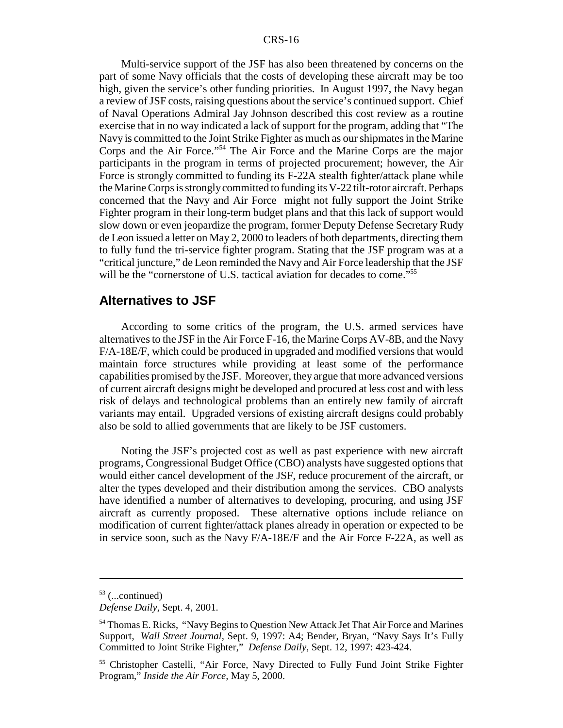Multi-service support of the JSF has also been threatened by concerns on the part of some Navy officials that the costs of developing these aircraft may be too high, given the service's other funding priorities. In August 1997, the Navy began a review of JSF costs, raising questions about the service's continued support. Chief of Naval Operations Admiral Jay Johnson described this cost review as a routine exercise that in no way indicated a lack of support for the program, adding that "The Navy is committed to the Joint Strike Fighter as much as our shipmates in the Marine Corps and the Air Force."[54] The Air Force and the Marine Corps are the major participants in the program in terms of projected procurement; however, the Air Force is strongly committed to funding its F-22A stealth fighter/attack plane while the Marine Corps is strongly committed to funding its V-22 tilt-rotor aircraft. Perhaps concerned that the Navy and Air Force might not fully support the Joint Strike Fighter program in their long-term budget plans and that this lack of support would slow down or even jeopardize the program, former Deputy Defense Secretary Rudy de Leon issued a letter on May 2, 2000 to leaders of both departments, directing them to fully fund the tri-service fighter program. Stating that the JSF program was at a "critical juncture," de Leon reminded the Navy and Air Force leadership that the JSF will be the "cornerstone of U.S. tactical aviation for decades to come."[55]

## Alternatives to JSF

According to some critics of the program, the U.S. armed services have alternatives to the JSF in the Air Force F-16, the Marine Corps AV-8B, and the Navy F/A-18E/F, which could be produced in upgraded and modified versions that would maintain force structures while providing at least some of the performance capabilities promised by the JSF. Moreover, they argue that more advanced versions of current aircraft designs might be developed and procured at less cost and with less risk of delays and technological problems than an entirely new family of aircraft variants may entail. Upgraded versions of existing aircraft designs could probably also be sold to allied governments that are likely to be JSF customers.

Noting the JSF's projected cost as well as past experience with new aircraft programs, Congressional Budget Office (CBO) analysts have suggested options that would either cancel development of the JSF, reduce procurement of the aircraft, or alter the types developed and their distribution among the services. CBO analysts have identified a number of alternatives to developing, procuring, and using JSF aircraft as currently proposed. These alternative options include reliance on modification of current fighter/attack planes already in operation or expected to be in service soon, such as the Navy F/A-18E/F and the Air Force F-22A, as well as

---

[53] (...continued)
*Defense Daily*, Sept. 4, 2001.

[54] Thomas E. Ricks, "Navy Begins to Question New Attack Jet That Air Force and Marines Support, *Wall Street Journal*, Sept. 9, 1997: A4; Bender, Bryan, "Navy Says It's Fully Committed to Joint Strike Fighter," *Defense Daily*, Sept. 12, 1997: 423-424.

[55] Christopher Castelli, "Air Force, Navy Directed to Fully Fund Joint Strike Fighter Program," *Inside the Air Force*, May 5, 2000.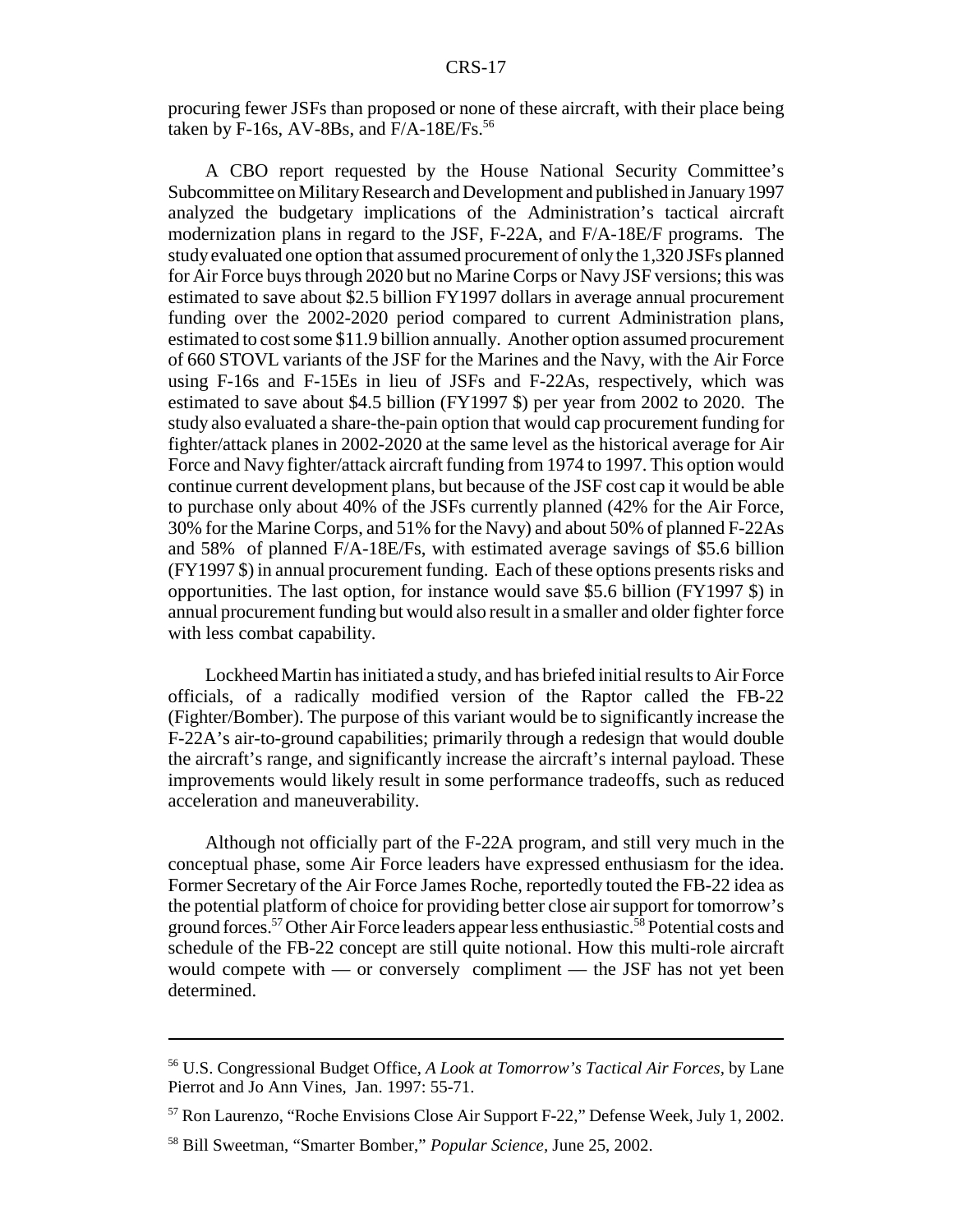procuring fewer JSFs than proposed or none of these aircraft, with their place being taken by F-16s, AV-8Bs, and F/A-18E/Fs.[56]

A CBO report requested by the House National Security Committee's Subcommittee on Military Research and Development and published in January 1997 analyzed the budgetary implications of the Administration's tactical aircraft modernization plans in regard to the JSF, F-22A, and F/A-18E/F programs. The study evaluated one option that assumed procurement of only the 1,320 JSFs planned for Air Force buys through 2020 but no Marine Corps or Navy JSF versions; this was estimated to save about $2.5 billion FY1997 dollars in average annual procurement funding over the 2002-2020 period compared to current Administration plans, estimated to cost some $11.9 billion annually. Another option assumed procurement of 660 STOVL variants of the JSF for the Marines and the Navy, with the Air Force using F-16s and F-15Es in lieu of JSFs and F-22As, respectively, which was estimated to save about $4.5 billion (FY1997 $) per year from 2002 to 2020. The study also evaluated a share-the-pain option that would cap procurement funding for fighter/attack planes in 2002-2020 at the same level as the historical average for Air Force and Navy fighter/attack aircraft funding from 1974 to 1997. This option would continue current development plans, but because of the JSF cost cap it would be able to purchase only about 40% of the JSFs currently planned (42% for the Air Force, 30% for the Marine Corps, and 51% for the Navy) and about 50% of planned F-22As and 58% of planned F/A-18E/Fs, with estimated average savings of $5.6 billion (FY1997 $) in annual procurement funding. Each of these options presents risks and opportunities. The last option, for instance would save $5.6 billion (FY1997 $) in annual procurement funding but would also result in a smaller and older fighter force with less combat capability.

Lockheed Martin has initiated a study, and has briefed initial results to Air Force officials, of a radically modified version of the Raptor called the FB-22 (Fighter/Bomber). The purpose of this variant would be to significantly increase the F-22A's air-to-ground capabilities; primarily through a redesign that would double the aircraft's range, and significantly increase the aircraft's internal payload. These improvements would likely result in some performance tradeoffs, such as reduced acceleration and maneuverability.

Although not officially part of the F-22A program, and still very much in the conceptual phase, some Air Force leaders have expressed enthusiasm for the idea. Former Secretary of the Air Force James Roche, reportedly touted the FB-22 idea as the potential platform of choice for providing better close air support for tomorrow's ground forces.[57] Other Air Force leaders appear less enthusiastic.[58] Potential costs and schedule of the FB-22 concept are still quite notional. How this multi-role aircraft would compete with — or conversely compliment — the JSF has not yet been determined.

---

[56] U.S. Congressional Budget Office, *A Look at Tomorrow's Tactical Air Forces*, by Lane Pierrot and Jo Ann Vines, Jan. 1997: 55-71.

[57] Ron Laurenzo, "Roche Envisions Close Air Support F-22," Defense Week, July 1, 2002.

[58] Bill Sweetman, "Smarter Bomber," *Popular Science*, June 25, 2002.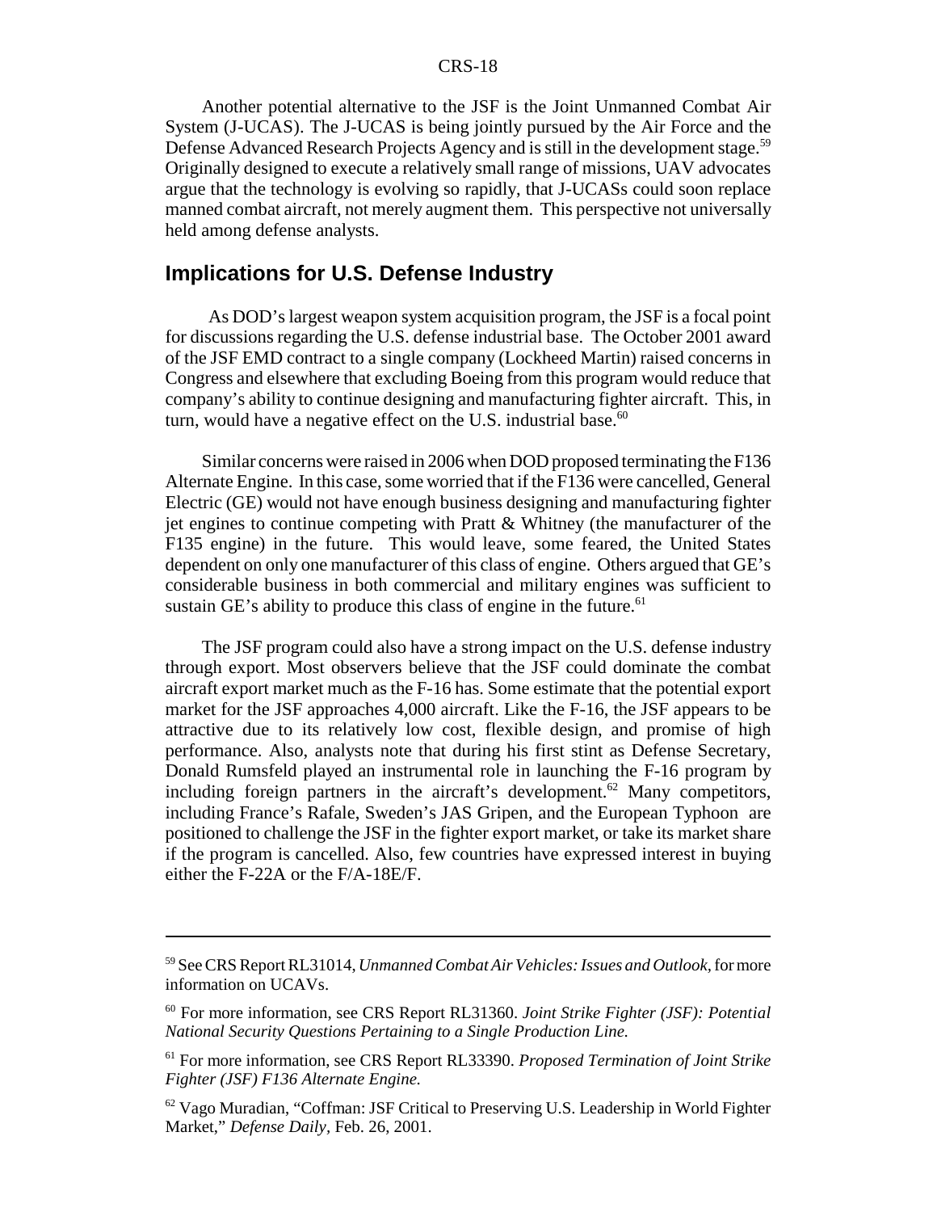Another potential alternative to the JSF is the Joint Unmanned Combat Air System (J-UCAS). The J-UCAS is being jointly pursued by the Air Force and the Defense Advanced Research Projects Agency and is still in the development stage.[59] Originally designed to execute a relatively small range of missions, UAV advocates argue that the technology is evolving so rapidly, that J-UCASs could soon replace manned combat aircraft, not merely augment them. This perspective not universally held among defense analysts.

## Implications for U.S. Defense Industry

As DOD's largest weapon system acquisition program, the JSF is a focal point for discussions regarding the U.S. defense industrial base. The October 2001 award of the JSF EMD contract to a single company (Lockheed Martin) raised concerns in Congress and elsewhere that excluding Boeing from this program would reduce that company's ability to continue designing and manufacturing fighter aircraft. This, in turn, would have a negative effect on the U.S. industrial base.[60]

Similar concerns were raised in 2006 when DOD proposed terminating the F136 Alternate Engine. In this case, some worried that if the F136 were cancelled, General Electric (GE) would not have enough business designing and manufacturing fighter jet engines to continue competing with Pratt & Whitney (the manufacturer of the F135 engine) in the future. This would leave, some feared, the United States dependent on only one manufacturer of this class of engine. Others argued that GE's considerable business in both commercial and military engines was sufficient to sustain GE's ability to produce this class of engine in the future.[61]

The JSF program could also have a strong impact on the U.S. defense industry through export. Most observers believe that the JSF could dominate the combat aircraft export market much as the F-16 has. Some estimate that the potential export market for the JSF approaches 4,000 aircraft. Like the F-16, the JSF appears to be attractive due to its relatively low cost, flexible design, and promise of high performance. Also, analysts note that during his first stint as Defense Secretary, Donald Rumsfeld played an instrumental role in launching the F-16 program by including foreign partners in the aircraft's development.[62] Many competitors, including France's Rafale, Sweden's JAS Gripen, and the European Typhoon are positioned to challenge the JSF in the fighter export market, or take its market share if the program is cancelled. Also, few countries have expressed interest in buying either the F-22A or the F/A-18E/F.

---

[59] See CRS Report RL31014, *Unmanned Combat Air Vehicles: Issues and Outlook,* for more information on UCAVs.

[60] For more information, see CRS Report RL31360. *Joint Strike Fighter (JSF): Potential National Security Questions Pertaining to a Single Production Line.*

[61] For more information, see CRS Report RL33390. *Proposed Termination of Joint Strike Fighter (JSF) F136 Alternate Engine.*

[62] Vago Muradian, "Coffman: JSF Critical to Preserving U.S. Leadership in World Fighter Market," *Defense Daily,* Feb. 26, 2001.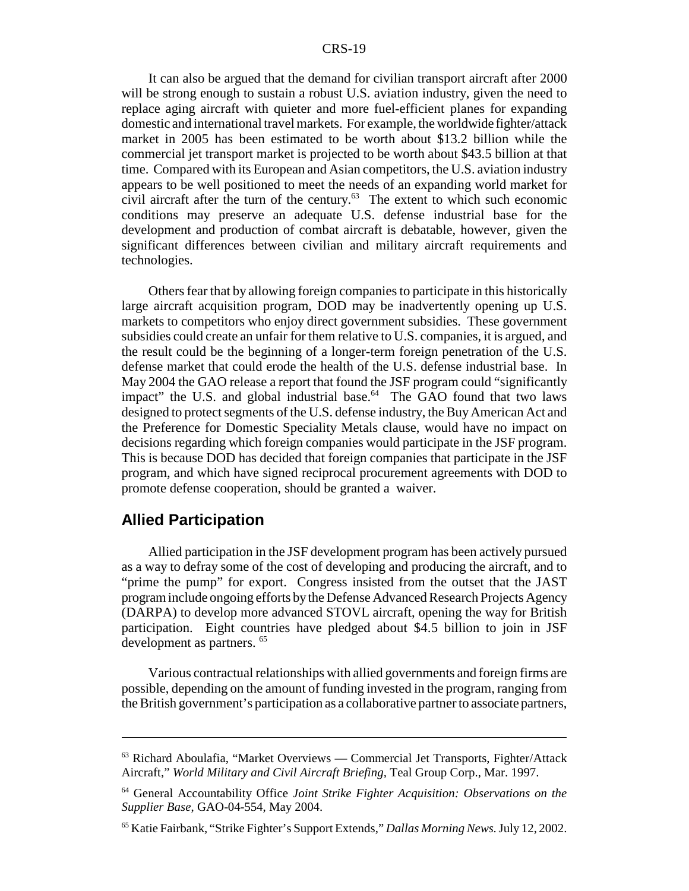It can also be argued that the demand for civilian transport aircraft after 2000 will be strong enough to sustain a robust U.S. aviation industry, given the need to replace aging aircraft with quieter and more fuel-efficient planes for expanding domestic and international travel markets. For example, the worldwide fighter/attack market in 2005 has been estimated to be worth about $13.2 billion while the commercial jet transport market is projected to be worth about $43.5 billion at that time. Compared with its European and Asian competitors, the U.S. aviation industry appears to be well positioned to meet the needs of an expanding world market for civil aircraft after the turn of the century.[63] The extent to which such economic conditions may preserve an adequate U.S. defense industrial base for the development and production of combat aircraft is debatable, however, given the significant differences between civilian and military aircraft requirements and technologies.

Others fear that by allowing foreign companies to participate in this historically large aircraft acquisition program, DOD may be inadvertently opening up U.S. markets to competitors who enjoy direct government subsidies. These government subsidies could create an unfair for them relative to U.S. companies, it is argued, and the result could be the beginning of a longer-term foreign penetration of the U.S. defense market that could erode the health of the U.S. defense industrial base. In May 2004 the GAO release a report that found the JSF program could "significantly impact" the U.S. and global industrial base.[64] The GAO found that two laws designed to protect segments of the U.S. defense industry, the Buy American Act and the Preference for Domestic Speciality Metals clause, would have no impact on decisions regarding which foreign companies would participate in the JSF program. This is because DOD has decided that foreign companies that participate in the JSF program, and which have signed reciprocal procurement agreements with DOD to promote defense cooperation, should be granted a waiver.

## Allied Participation

Allied participation in the JSF development program has been actively pursued as a way to defray some of the cost of developing and producing the aircraft, and to "prime the pump" for export. Congress insisted from the outset that the JAST program include ongoing efforts by the Defense Advanced Research Projects Agency (DARPA) to develop more advanced STOVL aircraft, opening the way for British participation. Eight countries have pledged about $4.5 billion to join in JSF development as partners.[65]

Various contractual relationships with allied governments and foreign firms are possible, depending on the amount of funding invested in the program, ranging from the British government's participation as a collaborative partner to associate partners,

---

[63] Richard Aboulafia, "Market Overviews — Commercial Jet Transports, Fighter/Attack Aircraft," *World Military and Civil Aircraft Briefing*, Teal Group Corp., Mar. 1997.

[64] General Accountability Office *Joint Strike Fighter Acquisition: Observations on the Supplier Base*, GAO-04-554, May 2004.

[65] Katie Fairbank, "Strike Fighter's Support Extends," *Dallas Morning News.* July 12, 2002.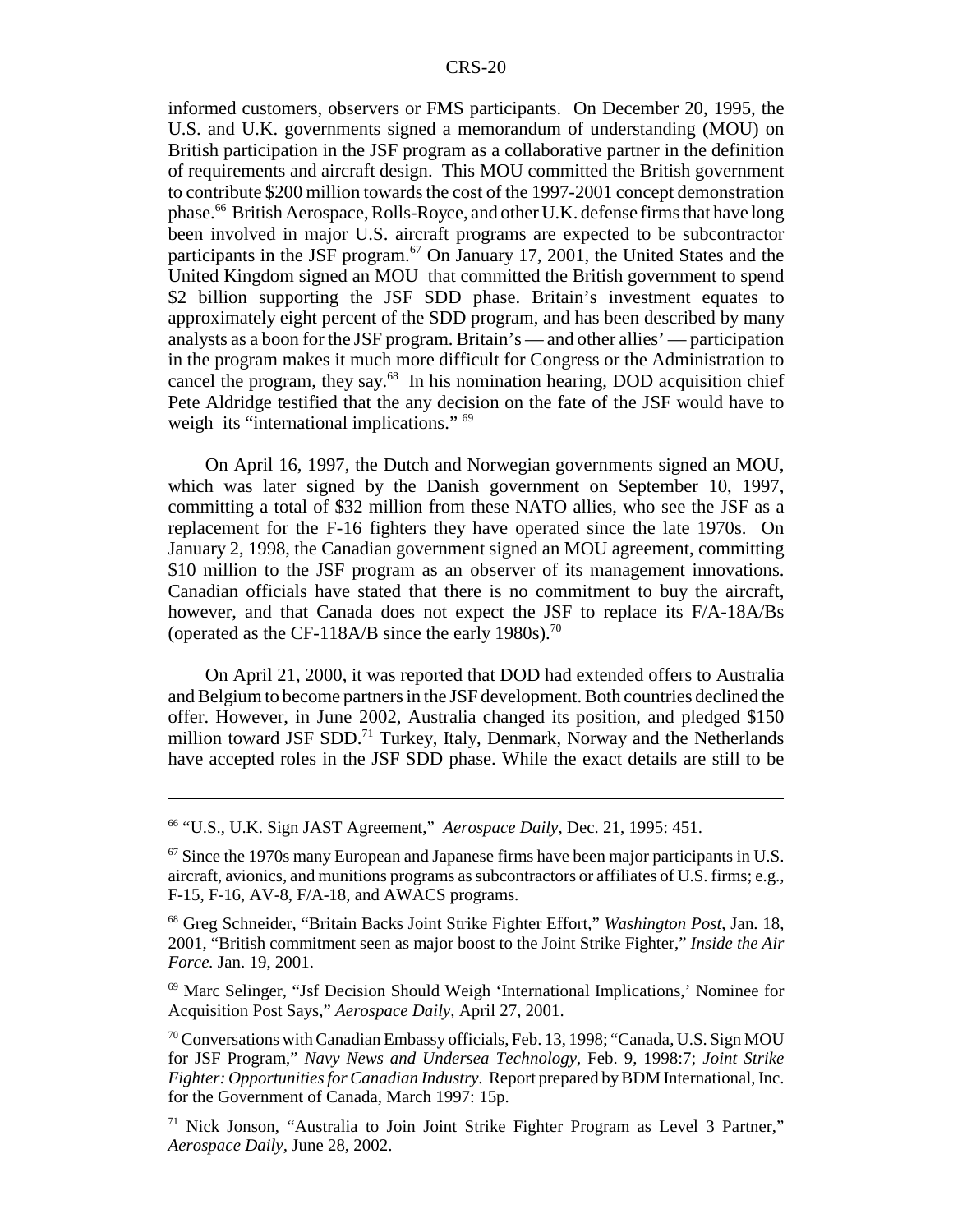informed customers, observers or FMS participants. On December 20, 1995, the U.S. and U.K. governments signed a memorandum of understanding (MOU) on British participation in the JSF program as a collaborative partner in the definition of requirements and aircraft design. This MOU committed the British government to contribute $200 million towards the cost of the 1997-2001 concept demonstration phase.[66] British Aerospace, Rolls-Royce, and other U.K. defense firms that have long been involved in major U.S. aircraft programs are expected to be subcontractor participants in the JSF program.[67] On January 17, 2001, the United States and the United Kingdom signed an MOU that committed the British government to spend $2 billion supporting the JSF SDD phase. Britain's investment equates to approximately eight percent of the SDD program, and has been described by many analysts as a boon for the JSF program. Britain's — and other allies' — participation in the program makes it much more difficult for Congress or the Administration to cancel the program, they say.[68] In his nomination hearing, DOD acquisition chief Pete Aldridge testified that the any decision on the fate of the JSF would have to weigh its "international implications."[69]

On April 16, 1997, the Dutch and Norwegian governments signed an MOU, which was later signed by the Danish government on September 10, 1997, committing a total of $32 million from these NATO allies, who see the JSF as a replacement for the F-16 fighters they have operated since the late 1970s. On January 2, 1998, the Canadian government signed an MOU agreement, committing $10 million to the JSF program as an observer of its management innovations. Canadian officials have stated that there is no commitment to buy the aircraft, however, and that Canada does not expect the JSF to replace its F/A-18A/Bs (operated as the CF-118A/B since the early 1980s).[70]

On April 21, 2000, it was reported that DOD had extended offers to Australia and Belgium to become partners in the JSF development. Both countries declined the offer. However, in June 2002, Australia changed its position, and pledged $150 million toward JSF SDD.[71] Turkey, Italy, Denmark, Norway and the Netherlands have accepted roles in the JSF SDD phase. While the exact details are still to be

---

[66] "U.S., U.K. Sign JAST Agreement," *Aerospace Daily*, Dec. 21, 1995: 451.

[67] Since the 1970s many European and Japanese firms have been major participants in U.S. aircraft, avionics, and munitions programs as subcontractors or affiliates of U.S. firms; e.g., F-15, F-16, AV-8, F/A-18, and AWACS programs.

[68] Greg Schneider, "Britain Backs Joint Strike Fighter Effort," *Washington Post*, Jan. 18, 2001, "British commitment seen as major boost to the Joint Strike Fighter," *Inside the Air Force.* Jan. 19, 2001.

[69] Marc Selinger, "Jsf Decision Should Weigh 'International Implications,' Nominee for Acquisition Post Says," *Aerospace Daily,* April 27, 2001.

[70] Conversations with Canadian Embassy officials, Feb. 13, 1998; "Canada, U.S. Sign MOU for JSF Program," *Navy News and Undersea Technology,* Feb. 9, 1998:7; *Joint Strike Fighter: Opportunities for Canadian Industry*. Report prepared by BDM International, Inc. for the Government of Canada, March 1997: 15p.

[71] Nick Jonson, "Australia to Join Joint Strike Fighter Program as Level 3 Partner," *Aerospace Daily*, June 28, 2002.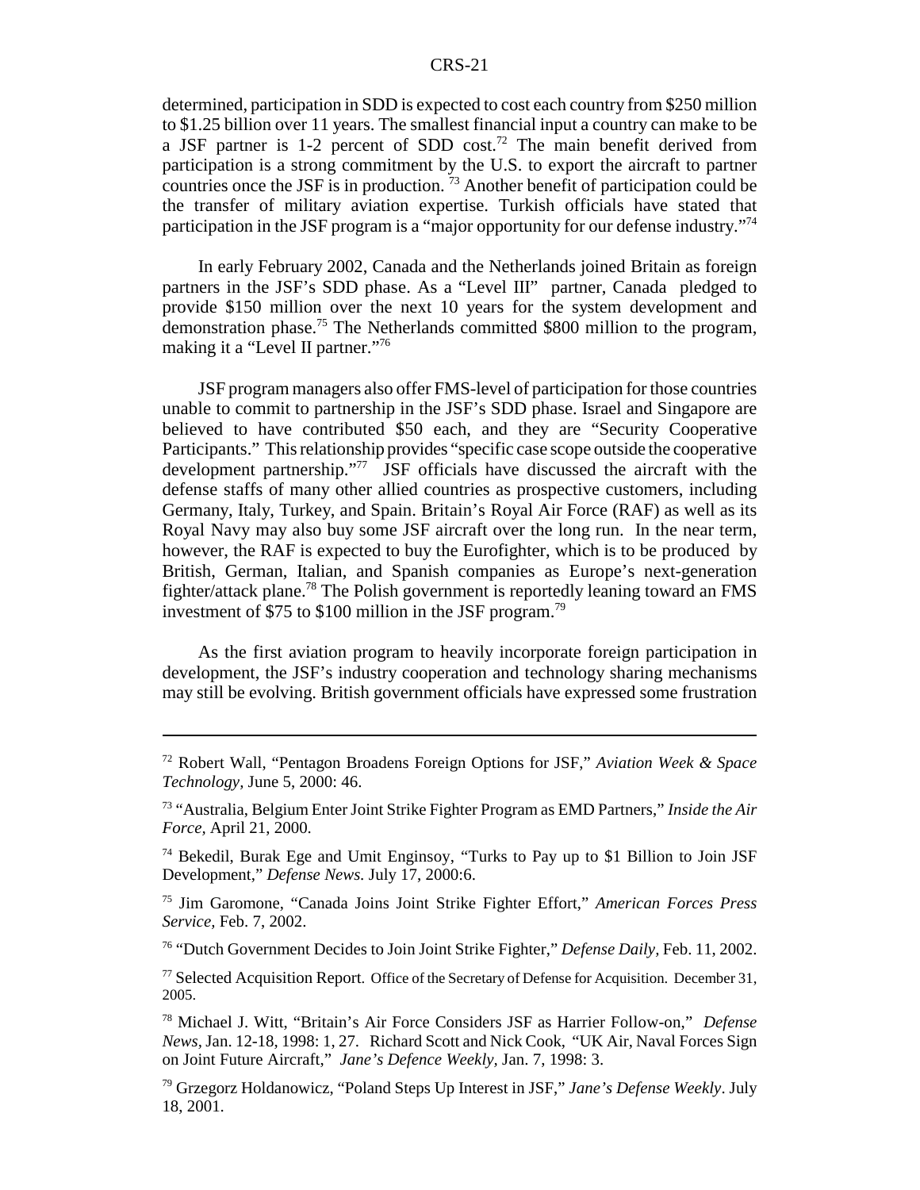determined, participation in SDD is expected to cost each country from $250 million to $1.25 billion over 11 years. The smallest financial input a country can make to be a JSF partner is 1-2 percent of SDD cost.[72] The main benefit derived from participation is a strong commitment by the U.S. to export the aircraft to partner countries once the JSF is in production. [73] Another benefit of participation could be the transfer of military aviation expertise. Turkish officials have stated that participation in the JSF program is a "major opportunity for our defense industry."[74]

In early February 2002, Canada and the Netherlands joined Britain as foreign partners in the JSF's SDD phase. As a "Level III" partner, Canada pledged to provide $150 million over the next 10 years for the system development and demonstration phase.[75] The Netherlands committed $800 million to the program, making it a "Level II partner."[76]

JSF program managers also offer FMS-level of participation for those countries unable to commit to partnership in the JSF's SDD phase. Israel and Singapore are believed to have contributed $50 each, and they are "Security Cooperative Participants." This relationship provides "specific case scope outside the cooperative development partnership."[77] JSF officials have discussed the aircraft with the defense staffs of many other allied countries as prospective customers, including Germany, Italy, Turkey, and Spain. Britain's Royal Air Force (RAF) as well as its Royal Navy may also buy some JSF aircraft over the long run. In the near term, however, the RAF is expected to buy the Eurofighter, which is to be produced by British, German, Italian, and Spanish companies as Europe's next-generation fighter/attack plane.[78] The Polish government is reportedly leaning toward an FMS investment of $75 to $100 million in the JSF program.[79]

As the first aviation program to heavily incorporate foreign participation in development, the JSF's industry cooperation and technology sharing mechanisms may still be evolving. British government officials have expressed some frustration

---

[72] Robert Wall, "Pentagon Broadens Foreign Options for JSF," *Aviation Week & Space Technology,* June 5, 2000: 46.

[73] "Australia, Belgium Enter Joint Strike Fighter Program as EMD Partners," *Inside the Air Force,* April 21, 2000.

[74] Bekedil, Burak Ege and Umit Enginsoy, "Turks to Pay up to $1 Billion to Join JSF Development," *Defense News.* July 17, 2000:6.

[75] Jim Garomone, "Canada Joins Joint Strike Fighter Effort," *American Forces Press Service,* Feb. 7, 2002.

[76] "Dutch Government Decides to Join Joint Strike Fighter," *Defense Daily,* Feb. 11, 2002.

[77] Selected Acquisition Report. Office of the Secretary of Defense for Acquisition. December 31, 2005.

[78] Michael J. Witt, "Britain's Air Force Considers JSF as Harrier Follow-on," *Defense News,* Jan. 12-18, 1998: 1, 27. Richard Scott and Nick Cook, "UK Air, Naval Forces Sign on Joint Future Aircraft," *Jane's Defence Weekly,* Jan. 7, 1998: 3.

[79] Grzegorz Holdanowicz, "Poland Steps Up Interest in JSF," *Jane's Defense Weekly*. July 18, 2001.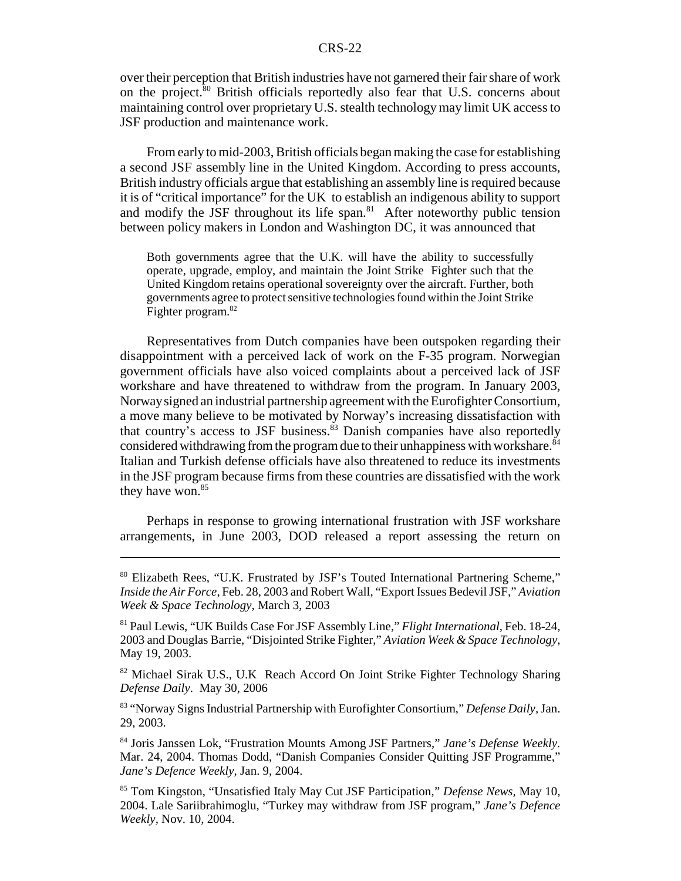over their perception that British industries have not garnered their fair share of work on the project.[80] British officials reportedly also fear that U.S. concerns about maintaining control over proprietary U.S. stealth technology may limit UK access to JSF production and maintenance work.

From early to mid-2003, British officials began making the case for establishing a second JSF assembly line in the United Kingdom. According to press accounts, British industry officials argue that establishing an assembly line is required because it is of "critical importance" for the UK to establish an indigenous ability to support and modify the JSF throughout its life span.[81] After noteworthy public tension between policy makers in London and Washington DC, it was announced that

> Both governments agree that the U.K. will have the ability to successfully operate, upgrade, employ, and maintain the Joint Strike Fighter such that the United Kingdom retains operational sovereignty over the aircraft. Further, both governments agree to protect sensitive technologies found within the Joint Strike Fighter program.[82]

Representatives from Dutch companies have been outspoken regarding their disappointment with a perceived lack of work on the F-35 program. Norwegian government officials have also voiced complaints about a perceived lack of JSF workshare and have threatened to withdraw from the program. In January 2003, Norway signed an industrial partnership agreement with the Eurofighter Consortium, a move many believe to be motivated by Norway's increasing dissatisfaction with that country's access to JSF business.[83] Danish companies have also reportedly considered withdrawing from the program due to their unhappiness with workshare.[84] Italian and Turkish defense officials have also threatened to reduce its investments in the JSF program because firms from these countries are dissatisfied with the work they have won.[85]

Perhaps in response to growing international frustration with JSF workshare arrangements, in June 2003, DOD released a report assessing the return on

---

[80] Elizabeth Rees, "U.K. Frustrated by JSF's Touted International Partnering Scheme," *Inside the Air Force*, Feb. 28, 2003 and Robert Wall, "Export Issues Bedevil JSF," *Aviation Week & Space Technology*, March 3, 2003

[81] Paul Lewis, "UK Builds Case For JSF Assembly Line," *Flight International*, Feb. 18-24, 2003 and Douglas Barrie, "Disjointed Strike Fighter," *Aviation Week & Space Technology*, May 19, 2003.

[82] Michael Sirak U.S., U.K Reach Accord On Joint Strike Fighter Technology Sharing *Defense Daily*. May 30, 2006

[83] "Norway Signs Industrial Partnership with Eurofighter Consortium," *Defense Daily*, Jan. 29, 2003.

[84] Joris Janssen Lok, "Frustration Mounts Among JSF Partners," *Jane's Defense Weekly*. Mar. 24, 2004. Thomas Dodd, "Danish Companies Consider Quitting JSF Programme," *Jane's Defence Weekly*, Jan. 9, 2004.

[85] Tom Kingston, "Unsatisfied Italy May Cut JSF Participation," *Defense News*, May 10, 2004. Lale Sariibrahimoglu, "Turkey may withdraw from JSF program," *Jane's Defence Weekly*, Nov. 10, 2004.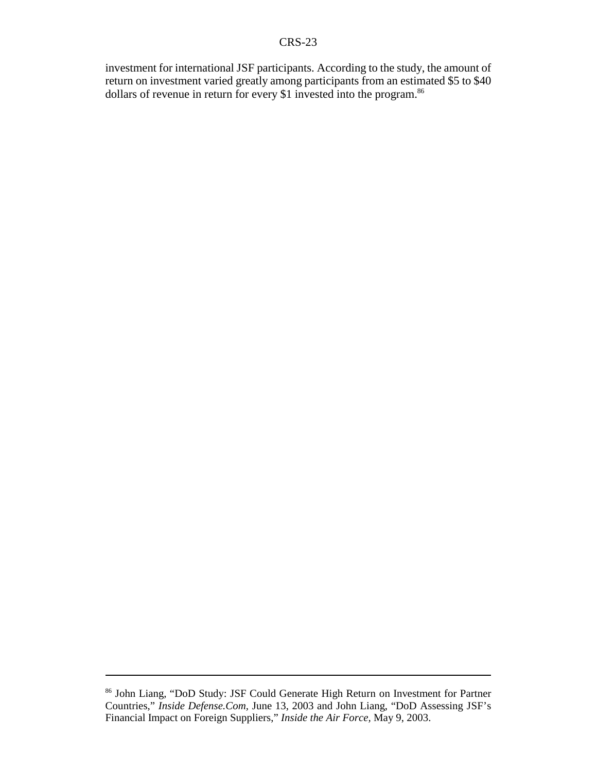investment for international JSF participants. According to the study, the amount of return on investment varied greatly among participants from an estimated $5 to $40 dollars of revenue in return for every $1 invested into the program.[86]

---

[86] John Liang, "DoD Study: JSF Could Generate High Return on Investment for Partner Countries," *Inside Defense.Com,* June 13, 2003 and John Liang, "DoD Assessing JSF's Financial Impact on Foreign Suppliers," *Inside the Air Force,* May 9, 2003.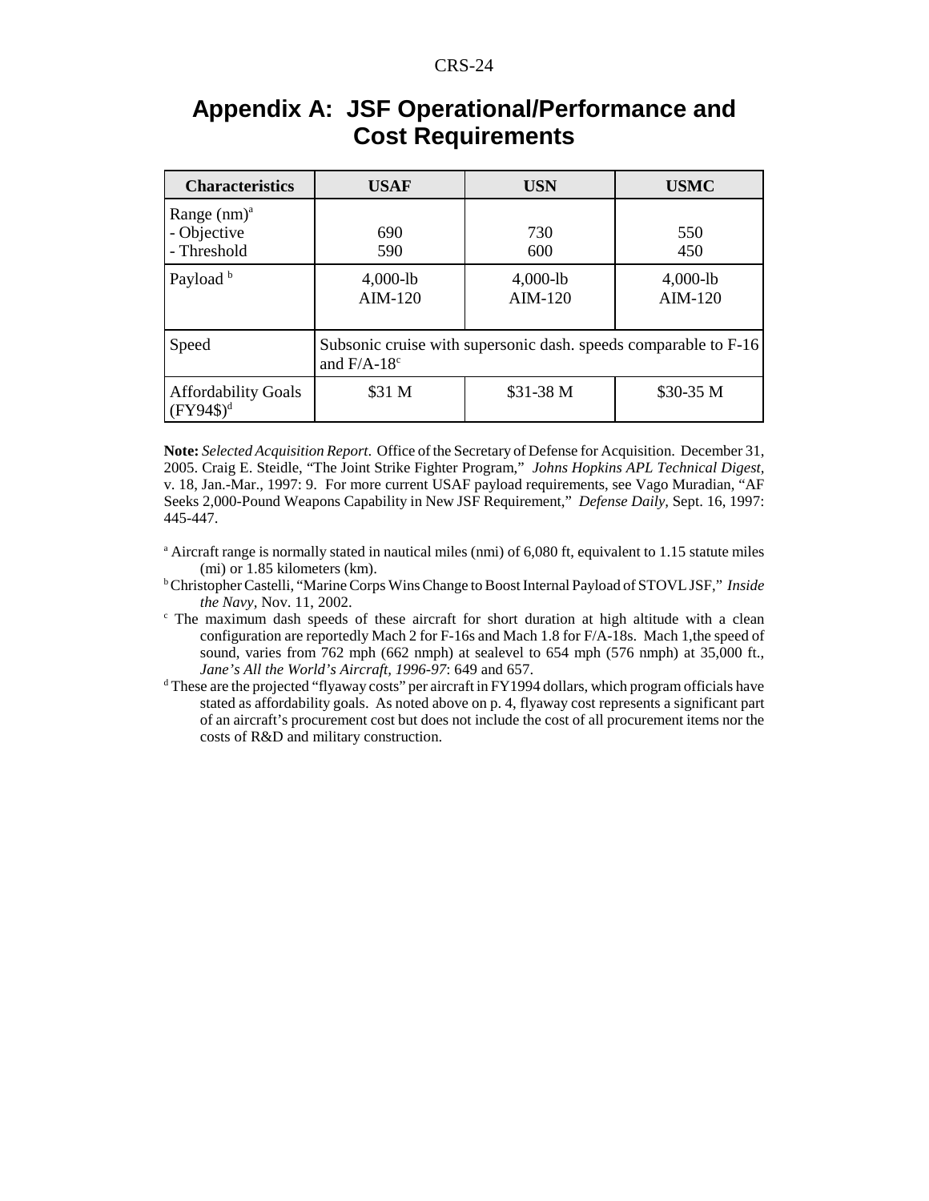# Appendix A: JSF Operational/Performance and Cost Requirements

| Characteristics | USAF | USN | USMC |
|---|---|---|---|
| Range (nm)[a]<br>- Objective<br>- Threshold | <br>690<br>590 | <br>730<br>600 | <br>550<br>450 |
| Payload [b] | 4,000-lb<br>AIM-120 | 4,000-lb<br>AIM-120 | 4,000-lb<br>AIM-120 |
| Speed | Subsonic cruise with supersonic dash. speeds comparable to F-16 and F/A-18[c] | | |
| Affordability Goals (FY94$)[d] | $31 M | $31-38 M | $30-35 M |

**Note:** *Selected Acquisition Report*. Office of the Secretary of Defense for Acquisition. December 31, 2005. Craig E. Steidle, "The Joint Strike Fighter Program," *Johns Hopkins APL Technical Digest*, v. 18, Jan.-Mar., 1997: 9. For more current USAF payload requirements, see Vago Muradian, "AF Seeks 2,000-Pound Weapons Capability in New JSF Requirement," *Defense Daily*, Sept. 16, 1997: 445-447.

[a] Aircraft range is normally stated in nautical miles (nmi) of 6,080 ft, equivalent to 1.15 statute miles (mi) or 1.85 kilometers (km).

[b] Christopher Castelli, "Marine Corps Wins Change to Boost Internal Payload of STOVL JSF," *Inside the Navy*, Nov. 11, 2002.

[c] The maximum dash speeds of these aircraft for short duration at high altitude with a clean configuration are reportedly Mach 2 for F-16s and Mach 1.8 for F/A-18s. Mach 1,the speed of sound, varies from 762 mph (662 nmph) at sealevel to 654 mph (576 nmph) at 35,000 ft., *Jane's All the World's Aircraft, 1996-97*: 649 and 657.

[d] These are the projected "flyaway costs" per aircraft in FY1994 dollars, which program officials have stated as affordability goals. As noted above on p. 4, flyaway cost represents a significant part of an aircraft's procurement cost but does not include the cost of all procurement items nor the costs of R&D and military construction.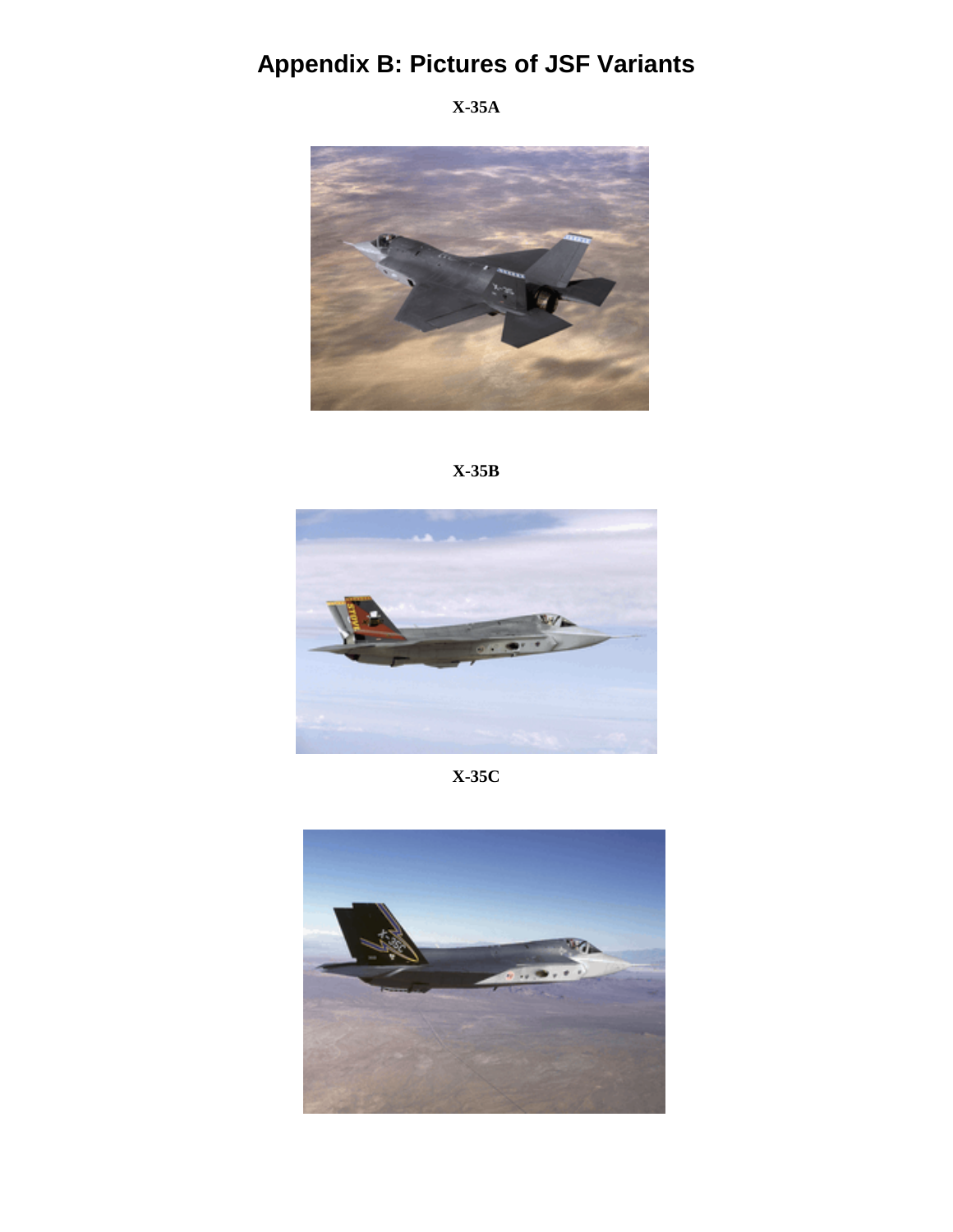# Appendix B: Pictures of JSF Variants

**X-35A**

**X-35B**

**X-35C**